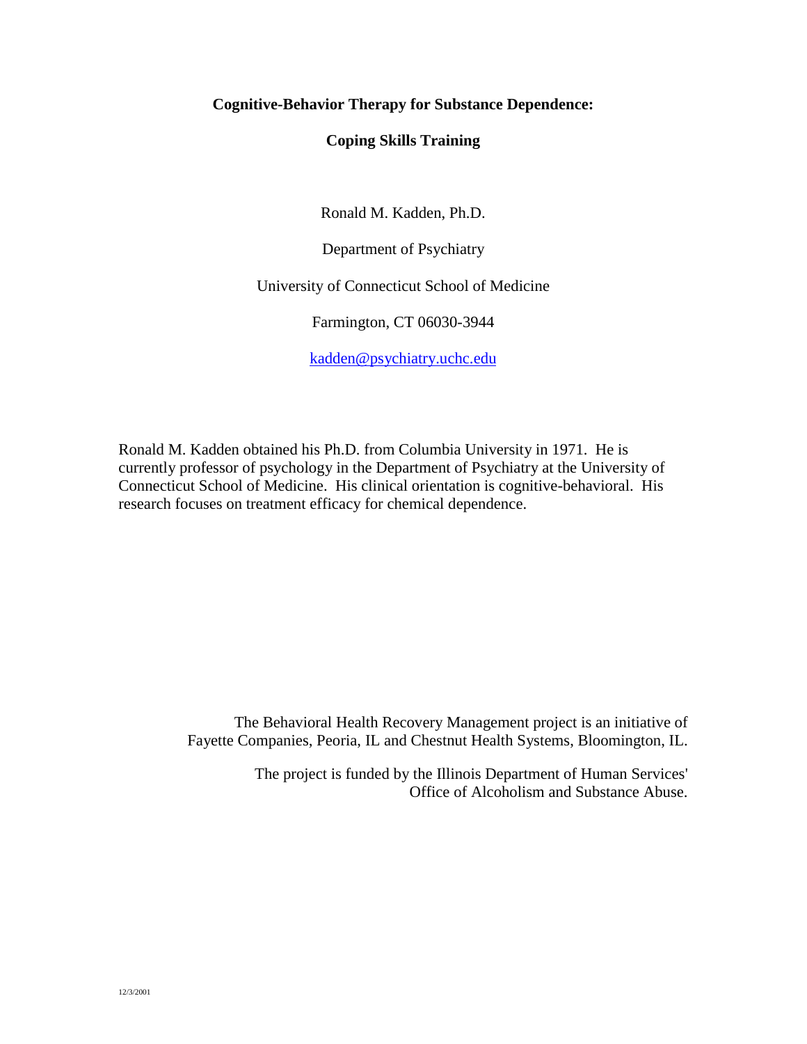# Cognitive-Behavior Therapy for Substance Dependence:

## Coping Skills Training

Ronald M. Kadden, Ph.D.

Department of Psychiatry

University of Connecticut School of Medicine

Farmington, CT 06030-3944

kadden@psychiatry.uchc.edu

Ronald M. Kadden obtained his Ph.D. from Columbia University in 1971. He is currently professor of psychology in the Department of Psychiatry at the University of Connecticut School of Medicine. His clinical orientation is cognitive-behavioral. His research focuses on treatment efficacy for chemical dependence.

The Behavioral Health Recovery Management project is an initiative of Fayette Companies, Peoria, IL and Chestnut Health Systems, Bloomington, IL.

The project is funded by the Illinois Department of Human Services' Office of Alcoholism and Substance Abuse.

12/3/2001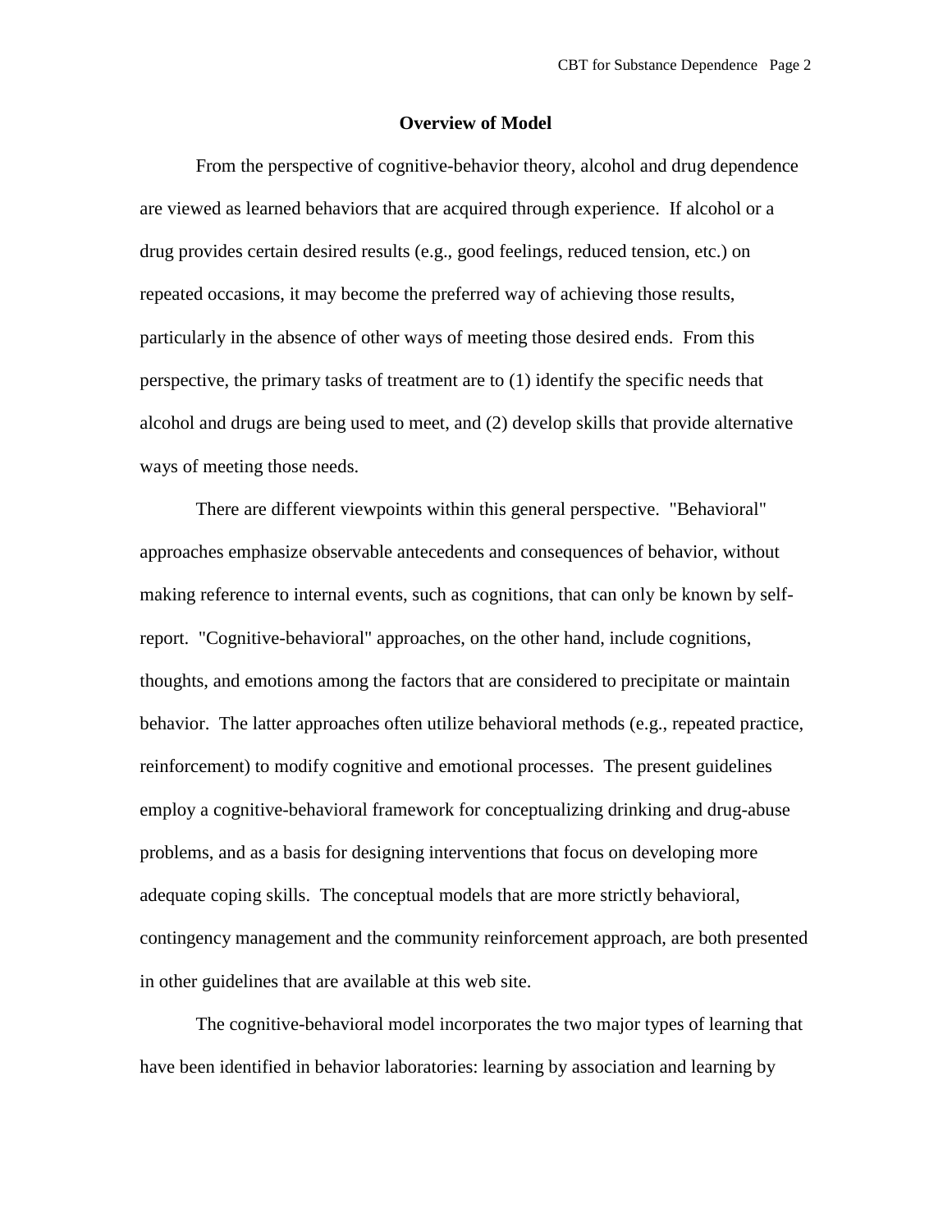## Overview of Model

From the perspective of cognitive-behavior theory, alcohol and drug dependence are viewed as learned behaviors that are acquired through experience. If alcohol or a drug provides certain desired results (e.g., good feelings, reduced tension, etc.) on repeated occasions, it may become the preferred way of achieving those results, particularly in the absence of other ways of meeting those desired ends. From this perspective, the primary tasks of treatment are to (1) identify the specific needs that alcohol and drugs are being used to meet, and (2) develop skills that provide alternative ways of meeting those needs.

There are different viewpoints within this general perspective. "Behavioral" approaches emphasize observable antecedents and consequences of behavior, without making reference to internal events, such as cognitions, that can only be known by self-report. "Cognitive-behavioral" approaches, on the other hand, include cognitions, thoughts, and emotions among the factors that are considered to precipitate or maintain behavior. The latter approaches often utilize behavioral methods (e.g., repeated practice, reinforcement) to modify cognitive and emotional processes. The present guidelines employ a cognitive-behavioral framework for conceptualizing drinking and drug-abuse problems, and as a basis for designing interventions that focus on developing more adequate coping skills. The conceptual models that are more strictly behavioral, contingency management and the community reinforcement approach, are both presented in other guidelines that are available at this web site.

The cognitive-behavioral model incorporates the two major types of learning that have been identified in behavior laboratories: learning by association and learning by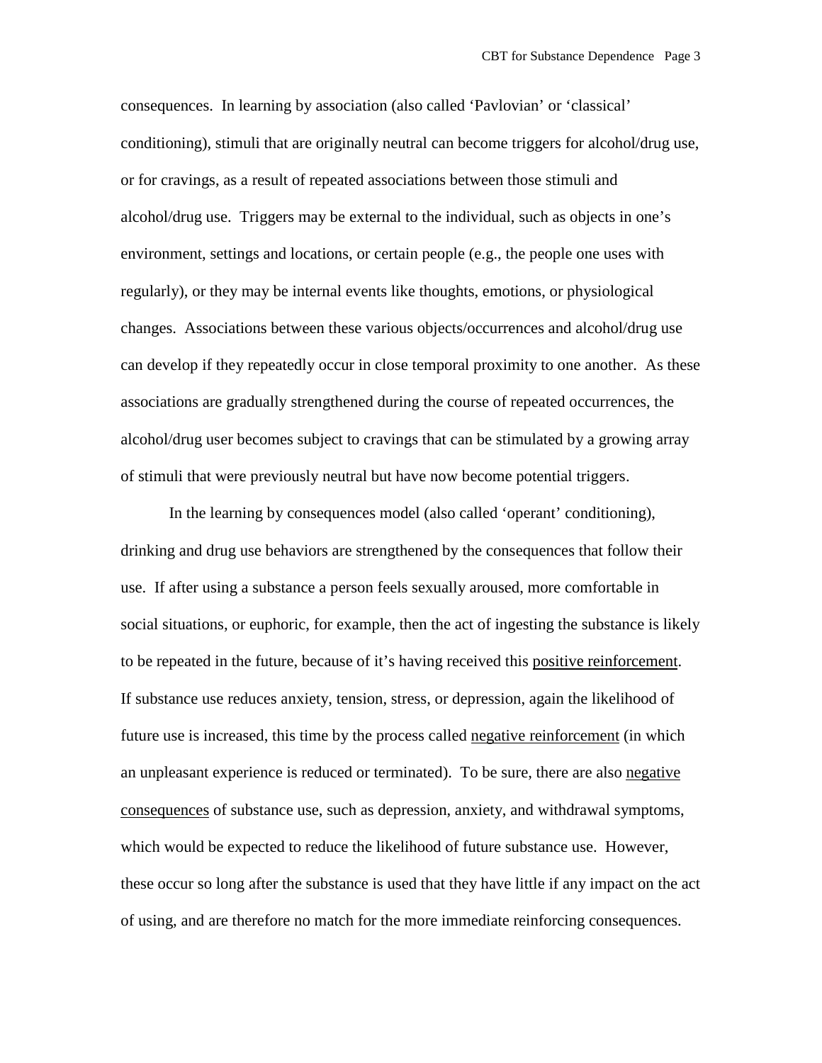consequences. In learning by association (also called 'Pavlovian' or 'classical' conditioning), stimuli that are originally neutral can become triggers for alcohol/drug use, or for cravings, as a result of repeated associations between those stimuli and alcohol/drug use. Triggers may be external to the individual, such as objects in one's environment, settings and locations, or certain people (e.g., the people one uses with regularly), or they may be internal events like thoughts, emotions, or physiological changes. Associations between these various objects/occurrences and alcohol/drug use can develop if they repeatedly occur in close temporal proximity to one another. As these associations are gradually strengthened during the course of repeated occurrences, the alcohol/drug user becomes subject to cravings that can be stimulated by a growing array of stimuli that were previously neutral but have now become potential triggers.

In the learning by consequences model (also called 'operant' conditioning), drinking and drug use behaviors are strengthened by the consequences that follow their use. If after using a substance a person feels sexually aroused, more comfortable in social situations, or euphoric, for example, then the act of ingesting the substance is likely to be repeated in the future, because of it's having received this <u>positive reinforcement</u>. If substance use reduces anxiety, tension, stress, or depression, again the likelihood of future use is increased, this time by the process called <u>negative reinforcement</u> (in which an unpleasant experience is reduced or terminated). To be sure, there are also <u>negative consequences</u> of substance use, such as depression, anxiety, and withdrawal symptoms, which would be expected to reduce the likelihood of future substance use. However, these occur so long after the substance is used that they have little if any impact on the act of using, and are therefore no match for the more immediate reinforcing consequences.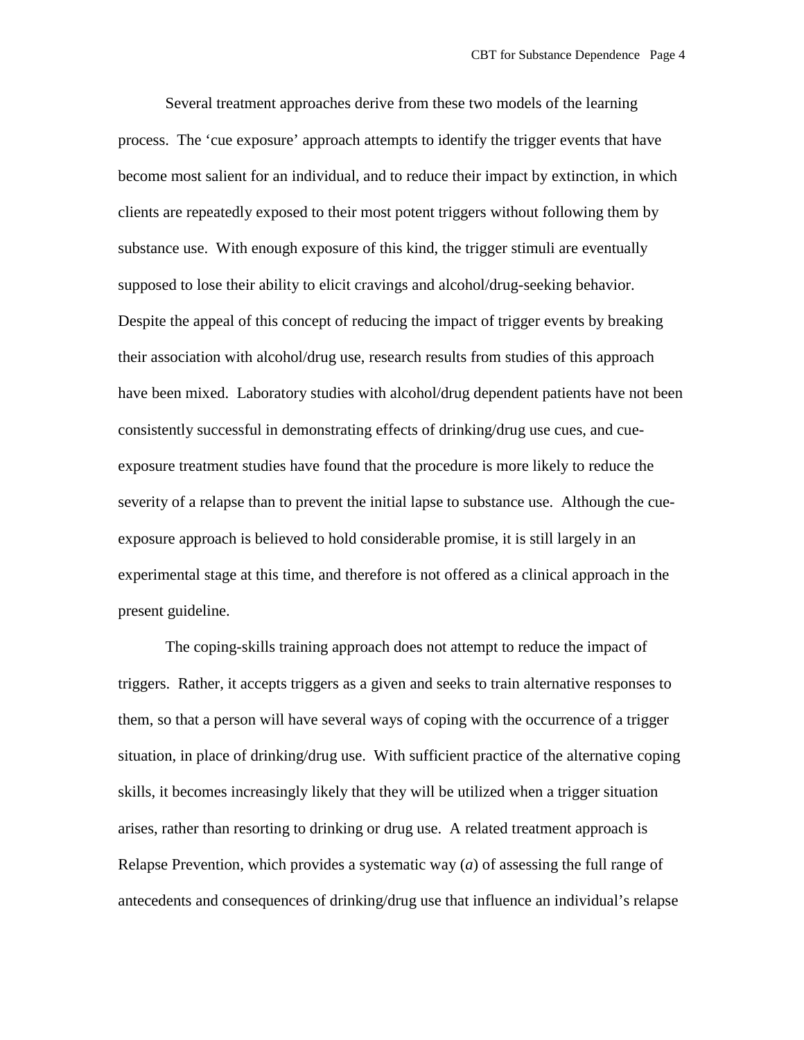Several treatment approaches derive from these two models of the learning process. The 'cue exposure' approach attempts to identify the trigger events that have become most salient for an individual, and to reduce their impact by extinction, in which clients are repeatedly exposed to their most potent triggers without following them by substance use. With enough exposure of this kind, the trigger stimuli are eventually supposed to lose their ability to elicit cravings and alcohol/drug-seeking behavior. Despite the appeal of this concept of reducing the impact of trigger events by breaking their association with alcohol/drug use, research results from studies of this approach have been mixed. Laboratory studies with alcohol/drug dependent patients have not been consistently successful in demonstrating effects of drinking/drug use cues, and cue-exposure treatment studies have found that the procedure is more likely to reduce the severity of a relapse than to prevent the initial lapse to substance use. Although the cue-exposure approach is believed to hold considerable promise, it is still largely in an experimental stage at this time, and therefore is not offered as a clinical approach in the present guideline.

The coping-skills training approach does not attempt to reduce the impact of triggers. Rather, it accepts triggers as a given and seeks to train alternative responses to them, so that a person will have several ways of coping with the occurrence of a trigger situation, in place of drinking/drug use. With sufficient practice of the alternative coping skills, it becomes increasingly likely that they will be utilized when a trigger situation arises, rather than resorting to drinking or drug use. A related treatment approach is Relapse Prevention, which provides a systematic way (*a*) of assessing the full range of antecedents and consequences of drinking/drug use that influence an individual's relapse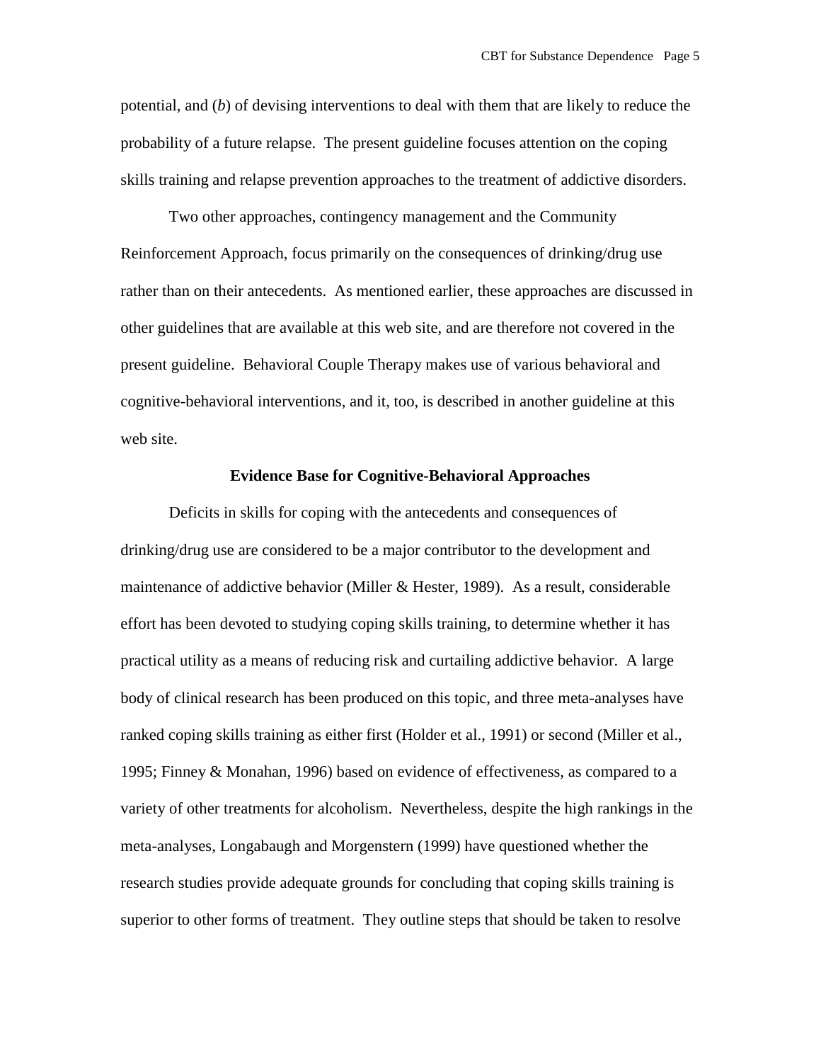potential, and (*b*) of devising interventions to deal with them that are likely to reduce the probability of a future relapse. The present guideline focuses attention on the coping skills training and relapse prevention approaches to the treatment of addictive disorders.

Two other approaches, contingency management and the Community Reinforcement Approach, focus primarily on the consequences of drinking/drug use rather than on their antecedents. As mentioned earlier, these approaches are discussed in other guidelines that are available at this web site, and are therefore not covered in the present guideline. Behavioral Couple Therapy makes use of various behavioral and cognitive-behavioral interventions, and it, too, is described in another guideline at this web site.

## Evidence Base for Cognitive-Behavioral Approaches

Deficits in skills for coping with the antecedents and consequences of drinking/drug use are considered to be a major contributor to the development and maintenance of addictive behavior (Miller & Hester, 1989). As a result, considerable effort has been devoted to studying coping skills training, to determine whether it has practical utility as a means of reducing risk and curtailing addictive behavior. A large body of clinical research has been produced on this topic, and three meta-analyses have ranked coping skills training as either first (Holder et al., 1991) or second (Miller et al., 1995; Finney & Monahan, 1996) based on evidence of effectiveness, as compared to a variety of other treatments for alcoholism. Nevertheless, despite the high rankings in the meta-analyses, Longabaugh and Morgenstern (1999) have questioned whether the research studies provide adequate grounds for concluding that coping skills training is superior to other forms of treatment. They outline steps that should be taken to resolve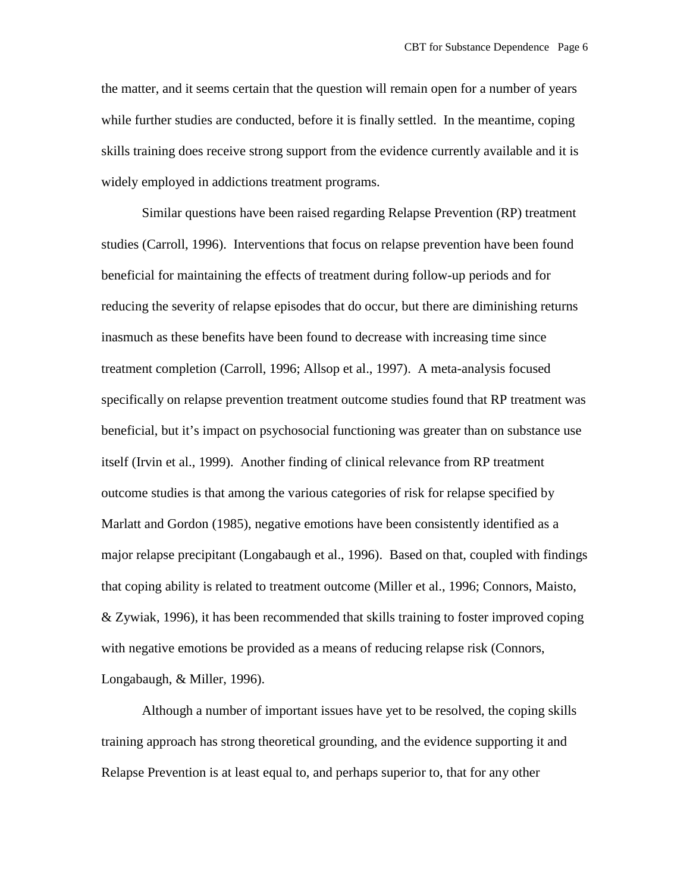the matter, and it seems certain that the question will remain open for a number of years while further studies are conducted, before it is finally settled. In the meantime, coping skills training does receive strong support from the evidence currently available and it is widely employed in addictions treatment programs.

Similar questions have been raised regarding Relapse Prevention (RP) treatment studies (Carroll, 1996). Interventions that focus on relapse prevention have been found beneficial for maintaining the effects of treatment during follow-up periods and for reducing the severity of relapse episodes that do occur, but there are diminishing returns inasmuch as these benefits have been found to decrease with increasing time since treatment completion (Carroll, 1996; Allsop et al., 1997). A meta-analysis focused specifically on relapse prevention treatment outcome studies found that RP treatment was beneficial, but it's impact on psychosocial functioning was greater than on substance use itself (Irvin et al., 1999). Another finding of clinical relevance from RP treatment outcome studies is that among the various categories of risk for relapse specified by Marlatt and Gordon (1985), negative emotions have been consistently identified as a major relapse precipitant (Longabaugh et al., 1996). Based on that, coupled with findings that coping ability is related to treatment outcome (Miller et al., 1996; Connors, Maisto, & Zywiak, 1996), it has been recommended that skills training to foster improved coping with negative emotions be provided as a means of reducing relapse risk (Connors, Longabaugh, & Miller, 1996).

Although a number of important issues have yet to be resolved, the coping skills training approach has strong theoretical grounding, and the evidence supporting it and Relapse Prevention is at least equal to, and perhaps superior to, that for any other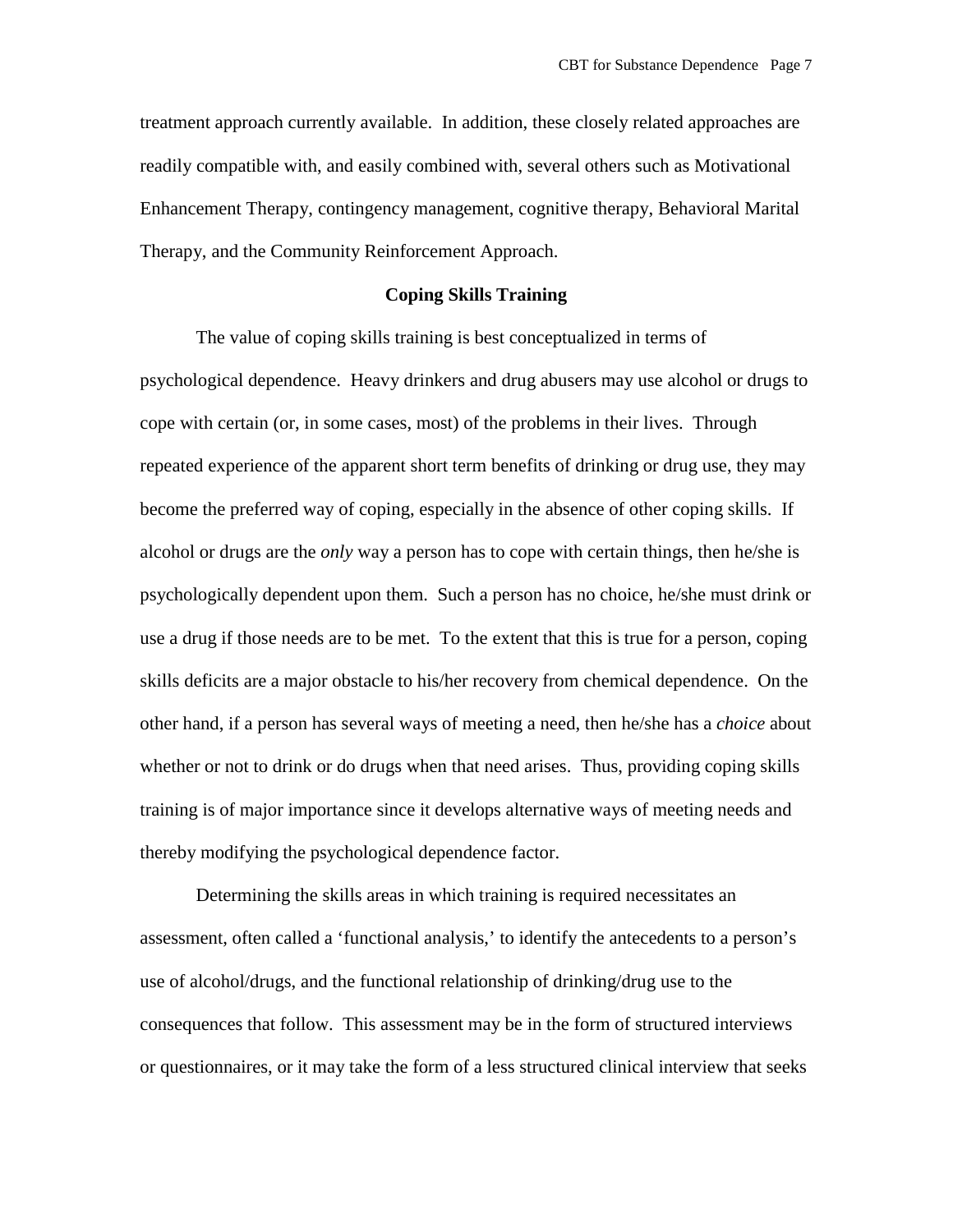treatment approach currently available. In addition, these closely related approaches are readily compatible with, and easily combined with, several others such as Motivational Enhancement Therapy, contingency management, cognitive therapy, Behavioral Marital Therapy, and the Community Reinforcement Approach.

## Coping Skills Training

The value of coping skills training is best conceptualized in terms of psychological dependence. Heavy drinkers and drug abusers may use alcohol or drugs to cope with certain (or, in some cases, most) of the problems in their lives. Through repeated experience of the apparent short term benefits of drinking or drug use, they may become the preferred way of coping, especially in the absence of other coping skills. If alcohol or drugs are the *only* way a person has to cope with certain things, then he/she is psychologically dependent upon them. Such a person has no choice, he/she must drink or use a drug if those needs are to be met. To the extent that this is true for a person, coping skills deficits are a major obstacle to his/her recovery from chemical dependence. On the other hand, if a person has several ways of meeting a need, then he/she has a *choice* about whether or not to drink or do drugs when that need arises. Thus, providing coping skills training is of major importance since it develops alternative ways of meeting needs and thereby modifying the psychological dependence factor.

Determining the skills areas in which training is required necessitates an assessment, often called a 'functional analysis,' to identify the antecedents to a person's use of alcohol/drugs, and the functional relationship of drinking/drug use to the consequences that follow. This assessment may be in the form of structured interviews or questionnaires, or it may take the form of a less structured clinical interview that seeks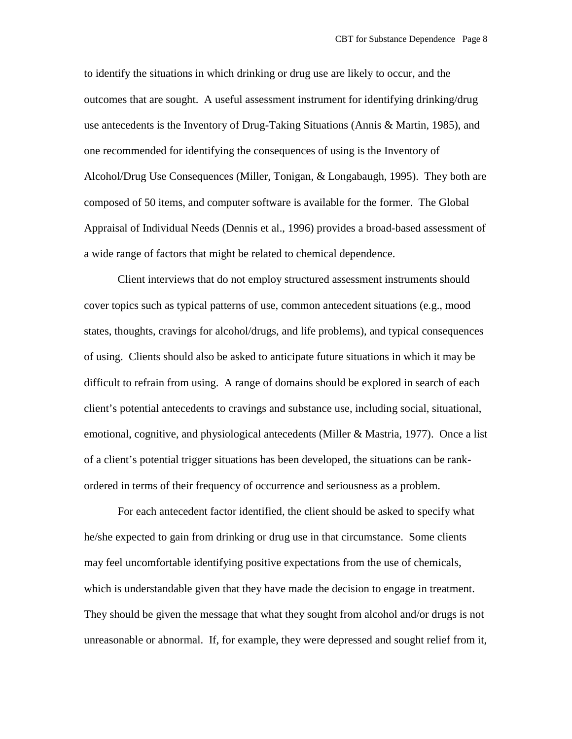to identify the situations in which drinking or drug use are likely to occur, and the outcomes that are sought. A useful assessment instrument for identifying drinking/drug use antecedents is the Inventory of Drug-Taking Situations (Annis & Martin, 1985), and one recommended for identifying the consequences of using is the Inventory of Alcohol/Drug Use Consequences (Miller, Tonigan, & Longabaugh, 1995). They both are composed of 50 items, and computer software is available for the former. The Global Appraisal of Individual Needs (Dennis et al., 1996) provides a broad-based assessment of a wide range of factors that might be related to chemical dependence.

Client interviews that do not employ structured assessment instruments should cover topics such as typical patterns of use, common antecedent situations (e.g., mood states, thoughts, cravings for alcohol/drugs, and life problems), and typical consequences of using. Clients should also be asked to anticipate future situations in which it may be difficult to refrain from using. A range of domains should be explored in search of each client's potential antecedents to cravings and substance use, including social, situational, emotional, cognitive, and physiological antecedents (Miller & Mastria, 1977). Once a list of a client's potential trigger situations has been developed, the situations can be rank-ordered in terms of their frequency of occurrence and seriousness as a problem.

For each antecedent factor identified, the client should be asked to specify what he/she expected to gain from drinking or drug use in that circumstance. Some clients may feel uncomfortable identifying positive expectations from the use of chemicals, which is understandable given that they have made the decision to engage in treatment. They should be given the message that what they sought from alcohol and/or drugs is not unreasonable or abnormal. If, for example, they were depressed and sought relief from it,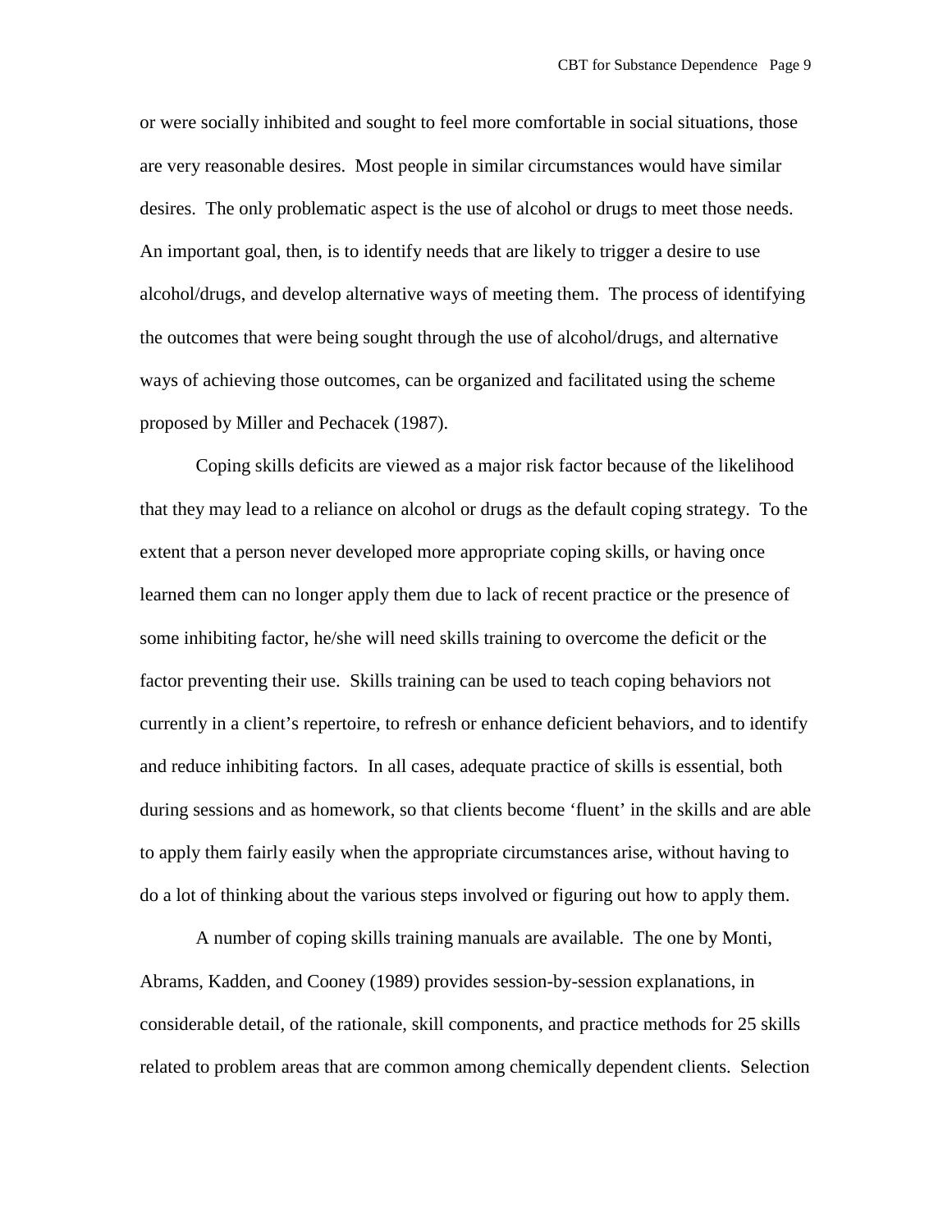or were socially inhibited and sought to feel more comfortable in social situations, those are very reasonable desires. Most people in similar circumstances would have similar desires. The only problematic aspect is the use of alcohol or drugs to meet those needs. An important goal, then, is to identify needs that are likely to trigger a desire to use alcohol/drugs, and develop alternative ways of meeting them. The process of identifying the outcomes that were being sought through the use of alcohol/drugs, and alternative ways of achieving those outcomes, can be organized and facilitated using the scheme proposed by Miller and Pechacek (1987).

Coping skills deficits are viewed as a major risk factor because of the likelihood that they may lead to a reliance on alcohol or drugs as the default coping strategy. To the extent that a person never developed more appropriate coping skills, or having once learned them can no longer apply them due to lack of recent practice or the presence of some inhibiting factor, he/she will need skills training to overcome the deficit or the factor preventing their use. Skills training can be used to teach coping behaviors not currently in a client's repertoire, to refresh or enhance deficient behaviors, and to identify and reduce inhibiting factors. In all cases, adequate practice of skills is essential, both during sessions and as homework, so that clients become 'fluent' in the skills and are able to apply them fairly easily when the appropriate circumstances arise, without having to do a lot of thinking about the various steps involved or figuring out how to apply them.

A number of coping skills training manuals are available. The one by Monti, Abrams, Kadden, and Cooney (1989) provides session-by-session explanations, in considerable detail, of the rationale, skill components, and practice methods for 25 skills related to problem areas that are common among chemically dependent clients. Selection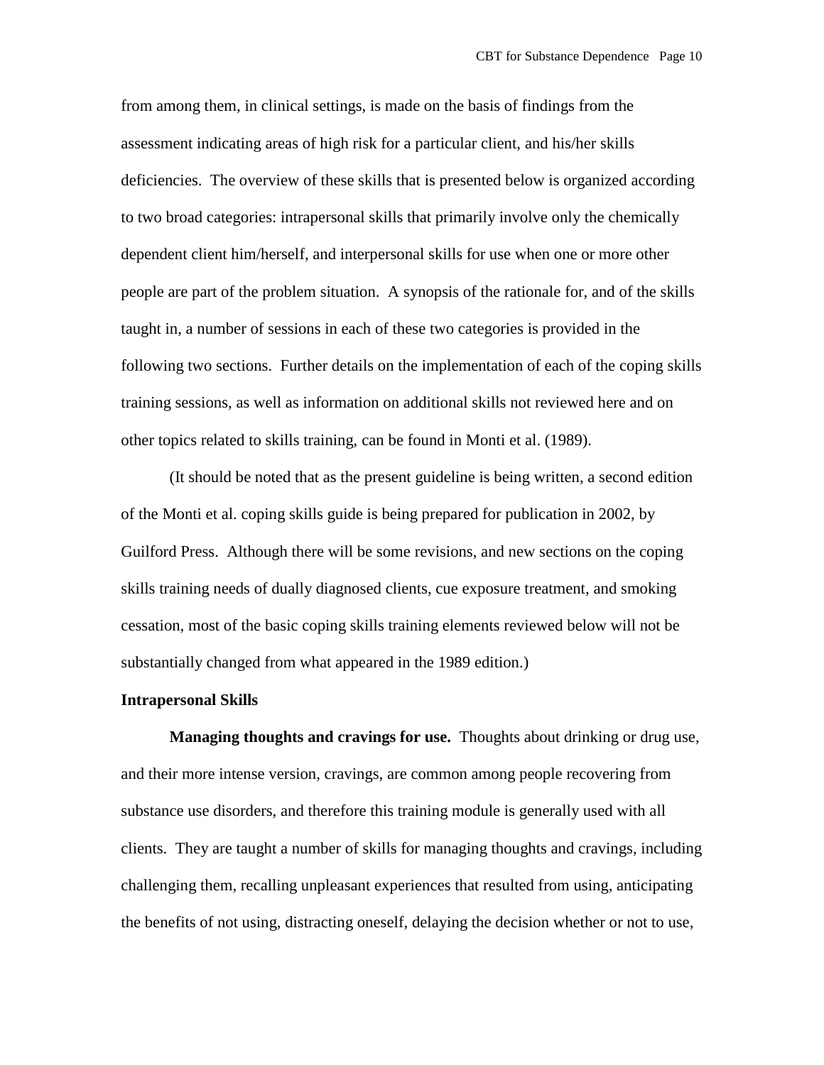from among them, in clinical settings, is made on the basis of findings from the assessment indicating areas of high risk for a particular client, and his/her skills deficiencies. The overview of these skills that is presented below is organized according to two broad categories: intrapersonal skills that primarily involve only the chemically dependent client him/herself, and interpersonal skills for use when one or more other people are part of the problem situation. A synopsis of the rationale for, and of the skills taught in, a number of sessions in each of these two categories is provided in the following two sections. Further details on the implementation of each of the coping skills training sessions, as well as information on additional skills not reviewed here and on other topics related to skills training, can be found in Monti et al. (1989).

(It should be noted that as the present guideline is being written, a second edition of the Monti et al. coping skills guide is being prepared for publication in 2002, by Guilford Press. Although there will be some revisions, and new sections on the coping skills training needs of dually diagnosed clients, cue exposure treatment, and smoking cessation, most of the basic coping skills training elements reviewed below will not be substantially changed from what appeared in the 1989 edition.)

### Intrapersonal Skills

**Managing thoughts and cravings for use.** Thoughts about drinking or drug use, and their more intense version, cravings, are common among people recovering from substance use disorders, and therefore this training module is generally used with all clients. They are taught a number of skills for managing thoughts and cravings, including challenging them, recalling unpleasant experiences that resulted from using, anticipating the benefits of not using, distracting oneself, delaying the decision whether or not to use,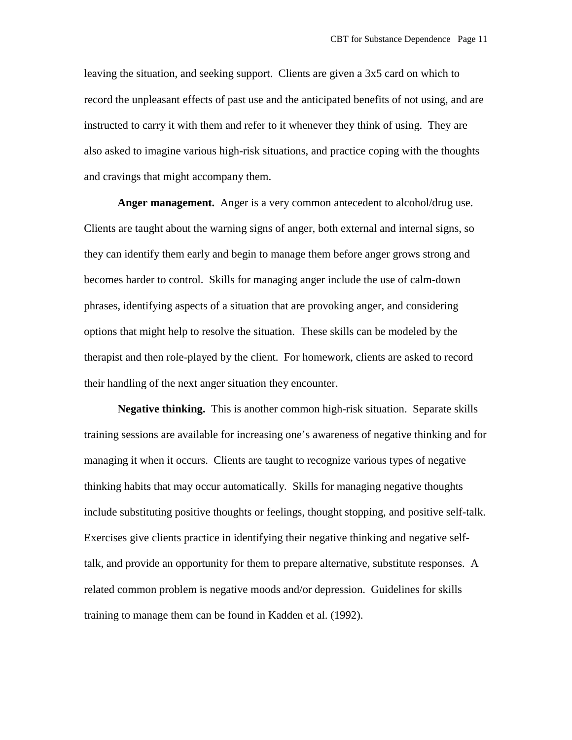leaving the situation, and seeking support. Clients are given a 3x5 card on which to record the unpleasant effects of past use and the anticipated benefits of not using, and are instructed to carry it with them and refer to it whenever they think of using. They are also asked to imagine various high-risk situations, and practice coping with the thoughts and cravings that might accompany them.

**Anger management.** Anger is a very common antecedent to alcohol/drug use. Clients are taught about the warning signs of anger, both external and internal signs, so they can identify them early and begin to manage them before anger grows strong and becomes harder to control. Skills for managing anger include the use of calm-down phrases, identifying aspects of a situation that are provoking anger, and considering options that might help to resolve the situation. These skills can be modeled by the therapist and then role-played by the client. For homework, clients are asked to record their handling of the next anger situation they encounter.

**Negative thinking.** This is another common high-risk situation. Separate skills training sessions are available for increasing one's awareness of negative thinking and for managing it when it occurs. Clients are taught to recognize various types of negative thinking habits that may occur automatically. Skills for managing negative thoughts include substituting positive thoughts or feelings, thought stopping, and positive self-talk. Exercises give clients practice in identifying their negative thinking and negative self-talk, and provide an opportunity for them to prepare alternative, substitute responses. A related common problem is negative moods and/or depression. Guidelines for skills training to manage them can be found in Kadden et al. (1992).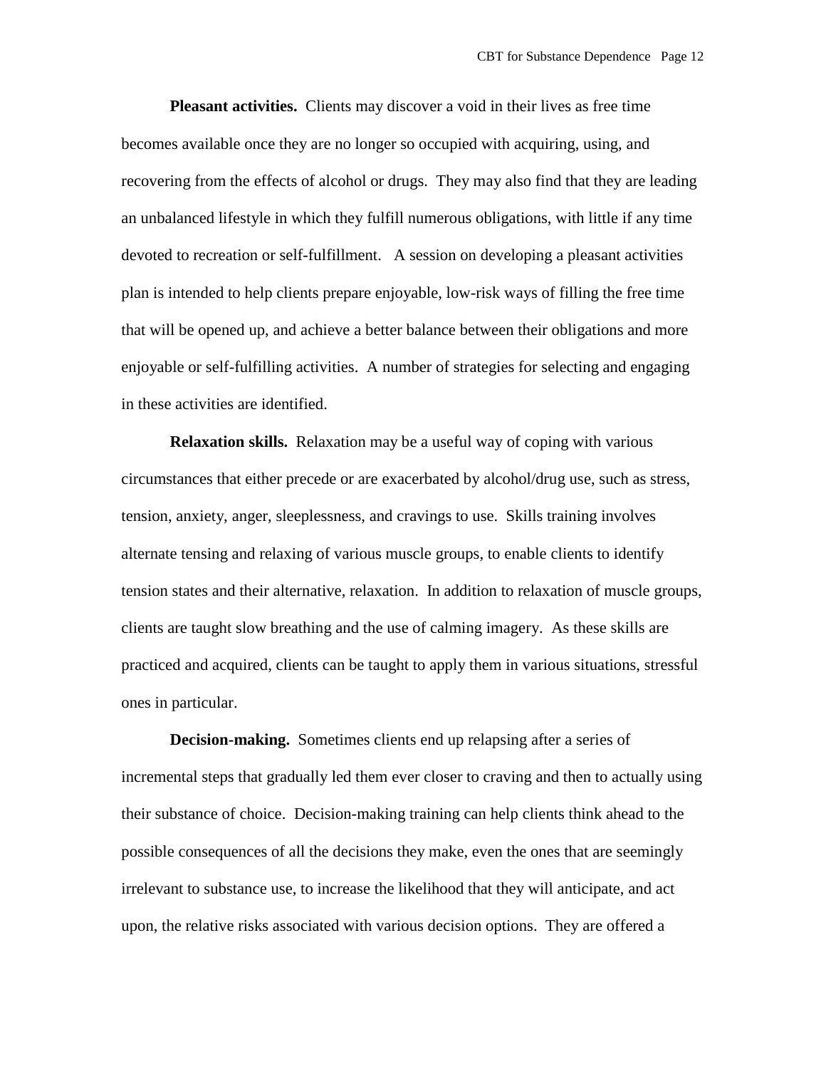**Pleasant activities.** Clients may discover a void in their lives as free time becomes available once they are no longer so occupied with acquiring, using, and recovering from the effects of alcohol or drugs. They may also find that they are leading an unbalanced lifestyle in which they fulfill numerous obligations, with little if any time devoted to recreation or self-fulfillment. A session on developing a pleasant activities plan is intended to help clients prepare enjoyable, low-risk ways of filling the free time that will be opened up, and achieve a better balance between their obligations and more enjoyable or self-fulfilling activities. A number of strategies for selecting and engaging in these activities are identified.

**Relaxation skills.** Relaxation may be a useful way of coping with various circumstances that either precede or are exacerbated by alcohol/drug use, such as stress, tension, anxiety, anger, sleeplessness, and cravings to use. Skills training involves alternate tensing and relaxing of various muscle groups, to enable clients to identify tension states and their alternative, relaxation. In addition to relaxation of muscle groups, clients are taught slow breathing and the use of calming imagery. As these skills are practiced and acquired, clients can be taught to apply them in various situations, stressful ones in particular.

**Decision-making.** Sometimes clients end up relapsing after a series of incremental steps that gradually led them ever closer to craving and then to actually using their substance of choice. Decision-making training can help clients think ahead to the possible consequences of all the decisions they make, even the ones that are seemingly irrelevant to substance use, to increase the likelihood that they will anticipate, and act upon, the relative risks associated with various decision options. They are offered a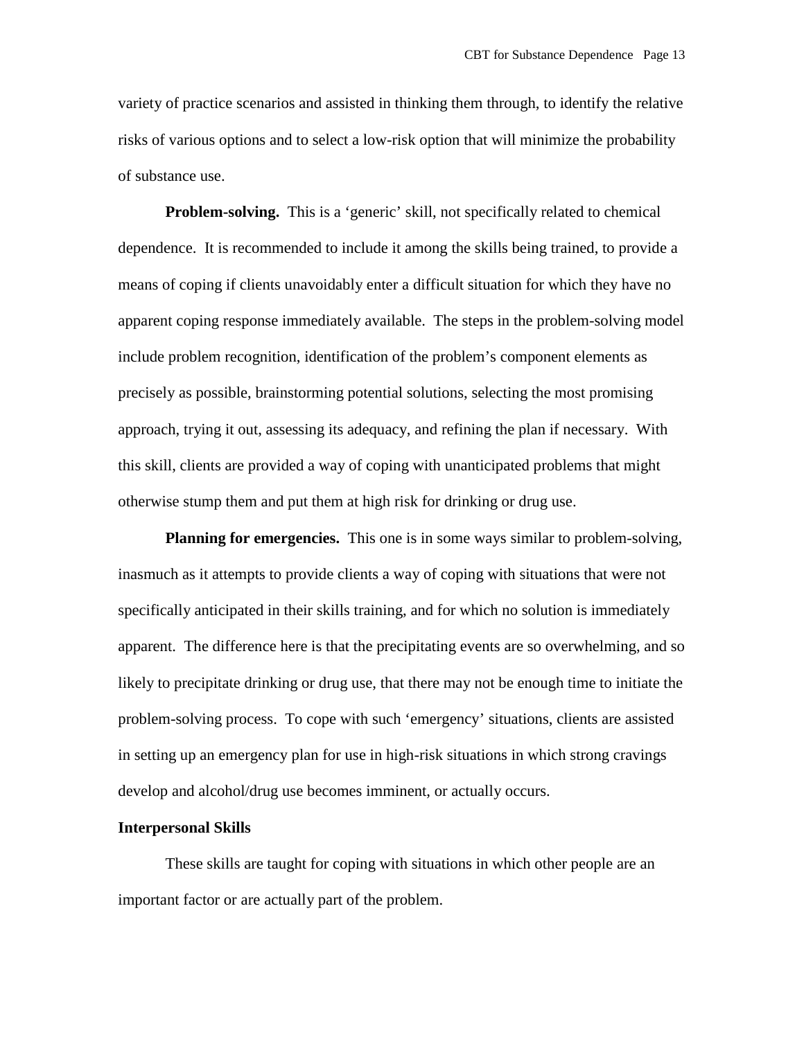variety of practice scenarios and assisted in thinking them through, to identify the relative risks of various options and to select a low-risk option that will minimize the probability of substance use.

**Problem-solving.** This is a 'generic' skill, not specifically related to chemical dependence. It is recommended to include it among the skills being trained, to provide a means of coping if clients unavoidably enter a difficult situation for which they have no apparent coping response immediately available. The steps in the problem-solving model include problem recognition, identification of the problem's component elements as precisely as possible, brainstorming potential solutions, selecting the most promising approach, trying it out, assessing its adequacy, and refining the plan if necessary. With this skill, clients are provided a way of coping with unanticipated problems that might otherwise stump them and put them at high risk for drinking or drug use.

**Planning for emergencies.** This one is in some ways similar to problem-solving, inasmuch as it attempts to provide clients a way of coping with situations that were not specifically anticipated in their skills training, and for which no solution is immediately apparent. The difference here is that the precipitating events are so overwhelming, and so likely to precipitate drinking or drug use, that there may not be enough time to initiate the problem-solving process. To cope with such 'emergency' situations, clients are assisted in setting up an emergency plan for use in high-risk situations in which strong cravings develop and alcohol/drug use becomes imminent, or actually occurs.

**Interpersonal Skills**

These skills are taught for coping with situations in which other people are an important factor or are actually part of the problem.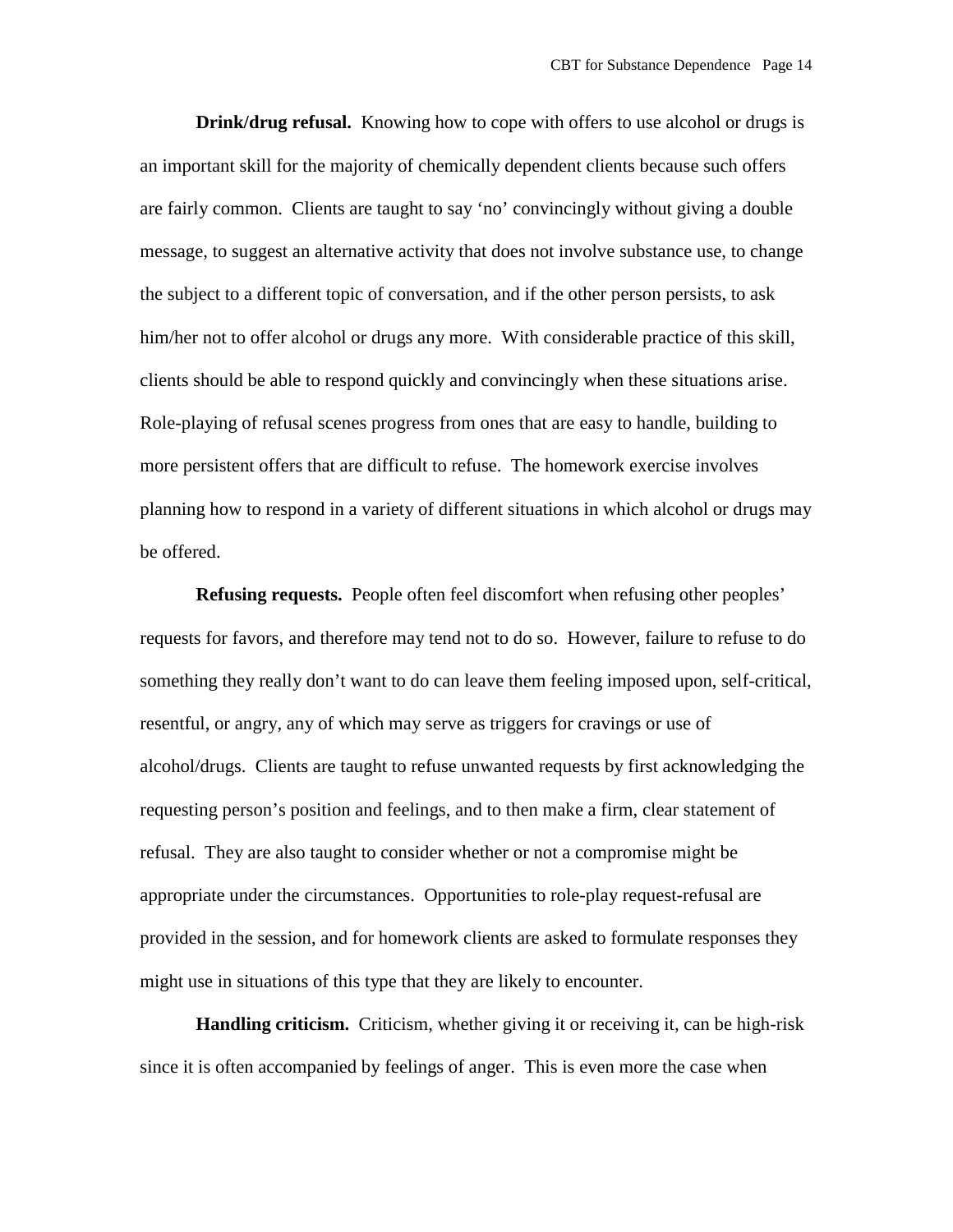**Drink/drug refusal.** Knowing how to cope with offers to use alcohol or drugs is an important skill for the majority of chemically dependent clients because such offers are fairly common. Clients are taught to say 'no' convincingly without giving a double message, to suggest an alternative activity that does not involve substance use, to change the subject to a different topic of conversation, and if the other person persists, to ask him/her not to offer alcohol or drugs any more. With considerable practice of this skill, clients should be able to respond quickly and convincingly when these situations arise. Role-playing of refusal scenes progress from ones that are easy to handle, building to more persistent offers that are difficult to refuse. The homework exercise involves planning how to respond in a variety of different situations in which alcohol or drugs may be offered.

**Refusing requests.** People often feel discomfort when refusing other peoples' requests for favors, and therefore may tend not to do so. However, failure to refuse to do something they really don't want to do can leave them feeling imposed upon, self-critical, resentful, or angry, any of which may serve as triggers for cravings or use of alcohol/drugs. Clients are taught to refuse unwanted requests by first acknowledging the requesting person's position and feelings, and to then make a firm, clear statement of refusal. They are also taught to consider whether or not a compromise might be appropriate under the circumstances. Opportunities to role-play request-refusal are provided in the session, and for homework clients are asked to formulate responses they might use in situations of this type that they are likely to encounter.

**Handling criticism.** Criticism, whether giving it or receiving it, can be high-risk since it is often accompanied by feelings of anger. This is even more the case when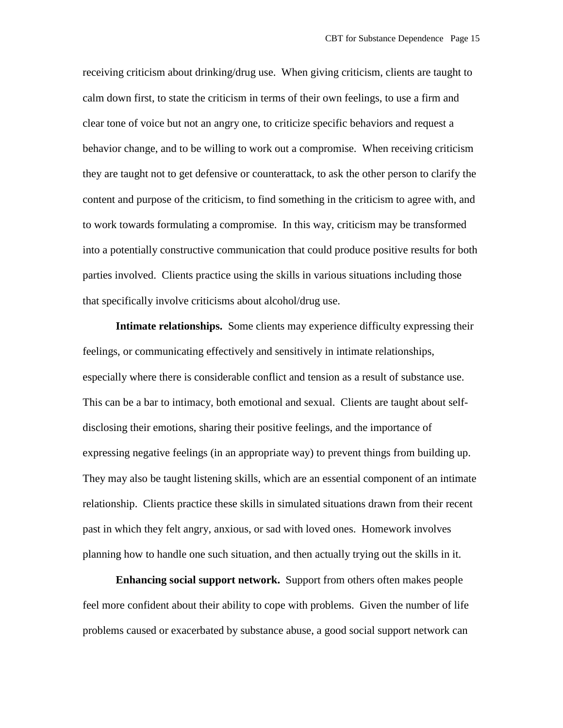receiving criticism about drinking/drug use. When giving criticism, clients are taught to calm down first, to state the criticism in terms of their own feelings, to use a firm and clear tone of voice but not an angry one, to criticize specific behaviors and request a behavior change, and to be willing to work out a compromise. When receiving criticism they are taught not to get defensive or counterattack, to ask the other person to clarify the content and purpose of the criticism, to find something in the criticism to agree with, and to work towards formulating a compromise. In this way, criticism may be transformed into a potentially constructive communication that could produce positive results for both parties involved. Clients practice using the skills in various situations including those that specifically involve criticisms about alcohol/drug use.

**Intimate relationships.** Some clients may experience difficulty expressing their feelings, or communicating effectively and sensitively in intimate relationships, especially where there is considerable conflict and tension as a result of substance use. This can be a bar to intimacy, both emotional and sexual. Clients are taught about self-disclosing their emotions, sharing their positive feelings, and the importance of expressing negative feelings (in an appropriate way) to prevent things from building up. They may also be taught listening skills, which are an essential component of an intimate relationship. Clients practice these skills in simulated situations drawn from their recent past in which they felt angry, anxious, or sad with loved ones. Homework involves planning how to handle one such situation, and then actually trying out the skills in it.

**Enhancing social support network.** Support from others often makes people feel more confident about their ability to cope with problems. Given the number of life problems caused or exacerbated by substance abuse, a good social support network can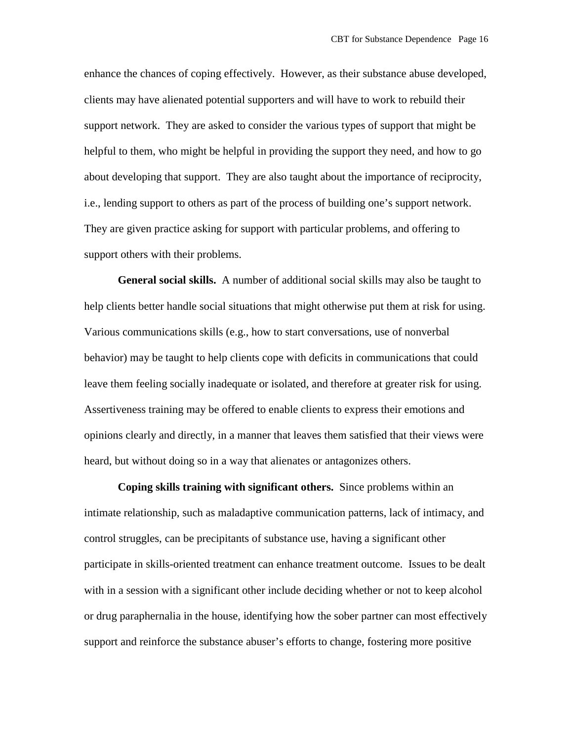enhance the chances of coping effectively. However, as their substance abuse developed, clients may have alienated potential supporters and will have to work to rebuild their support network. They are asked to consider the various types of support that might be helpful to them, who might be helpful in providing the support they need, and how to go about developing that support. They are also taught about the importance of reciprocity, i.e., lending support to others as part of the process of building one's support network. They are given practice asking for support with particular problems, and offering to support others with their problems.

**General social skills.** A number of additional social skills may also be taught to help clients better handle social situations that might otherwise put them at risk for using. Various communications skills (e.g., how to start conversations, use of nonverbal behavior) may be taught to help clients cope with deficits in communications that could leave them feeling socially inadequate or isolated, and therefore at greater risk for using. Assertiveness training may be offered to enable clients to express their emotions and opinions clearly and directly, in a manner that leaves them satisfied that their views were heard, but without doing so in a way that alienates or antagonizes others.

**Coping skills training with significant others.** Since problems within an intimate relationship, such as maladaptive communication patterns, lack of intimacy, and control struggles, can be precipitants of substance use, having a significant other participate in skills-oriented treatment can enhance treatment outcome. Issues to be dealt with in a session with a significant other include deciding whether or not to keep alcohol or drug paraphernalia in the house, identifying how the sober partner can most effectively support and reinforce the substance abuser's efforts to change, fostering more positive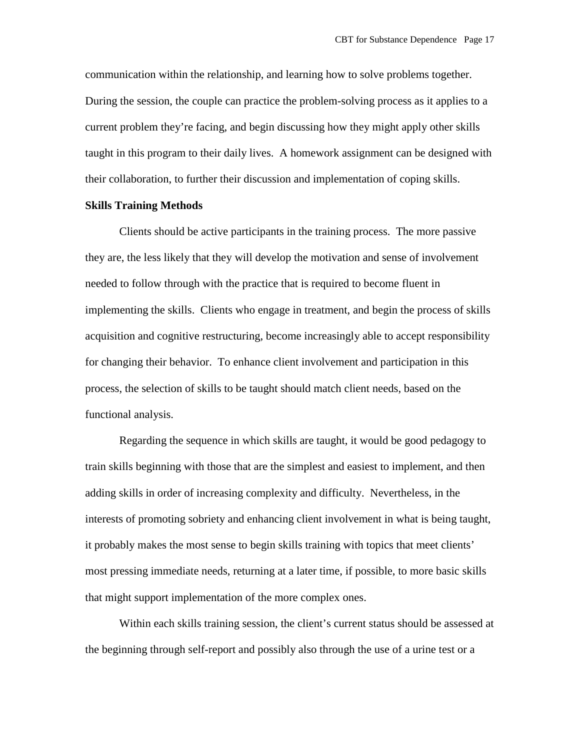communication within the relationship, and learning how to solve problems together. During the session, the couple can practice the problem-solving process as it applies to a current problem they're facing, and begin discussing how they might apply other skills taught in this program to their daily lives. A homework assignment can be designed with their collaboration, to further their discussion and implementation of coping skills.

**Skills Training Methods**

Clients should be active participants in the training process. The more passive they are, the less likely that they will develop the motivation and sense of involvement needed to follow through with the practice that is required to become fluent in implementing the skills. Clients who engage in treatment, and begin the process of skills acquisition and cognitive restructuring, become increasingly able to accept responsibility for changing their behavior. To enhance client involvement and participation in this process, the selection of skills to be taught should match client needs, based on the functional analysis.

Regarding the sequence in which skills are taught, it would be good pedagogy to train skills beginning with those that are the simplest and easiest to implement, and then adding skills in order of increasing complexity and difficulty. Nevertheless, in the interests of promoting sobriety and enhancing client involvement in what is being taught, it probably makes the most sense to begin skills training with topics that meet clients' most pressing immediate needs, returning at a later time, if possible, to more basic skills that might support implementation of the more complex ones.

Within each skills training session, the client's current status should be assessed at the beginning through self-report and possibly also through the use of a urine test or a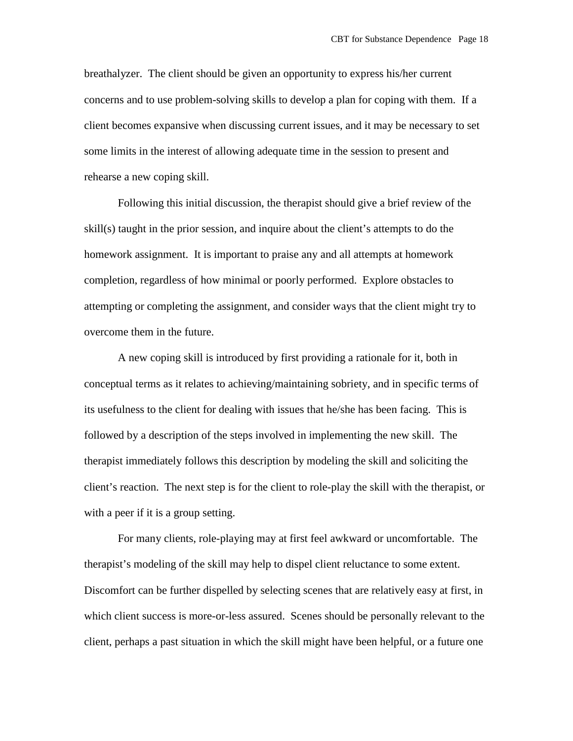breathalyzer. The client should be given an opportunity to express his/her current concerns and to use problem-solving skills to develop a plan for coping with them. If a client becomes expansive when discussing current issues, and it may be necessary to set some limits in the interest of allowing adequate time in the session to present and rehearse a new coping skill.

Following this initial discussion, the therapist should give a brief review of the skill(s) taught in the prior session, and inquire about the client's attempts to do the homework assignment. It is important to praise any and all attempts at homework completion, regardless of how minimal or poorly performed. Explore obstacles to attempting or completing the assignment, and consider ways that the client might try to overcome them in the future.

A new coping skill is introduced by first providing a rationale for it, both in conceptual terms as it relates to achieving/maintaining sobriety, and in specific terms of its usefulness to the client for dealing with issues that he/she has been facing. This is followed by a description of the steps involved in implementing the new skill. The therapist immediately follows this description by modeling the skill and soliciting the client's reaction. The next step is for the client to role-play the skill with the therapist, or with a peer if it is a group setting.

For many clients, role-playing may at first feel awkward or uncomfortable. The therapist's modeling of the skill may help to dispel client reluctance to some extent. Discomfort can be further dispelled by selecting scenes that are relatively easy at first, in which client success is more-or-less assured. Scenes should be personally relevant to the client, perhaps a past situation in which the skill might have been helpful, or a future one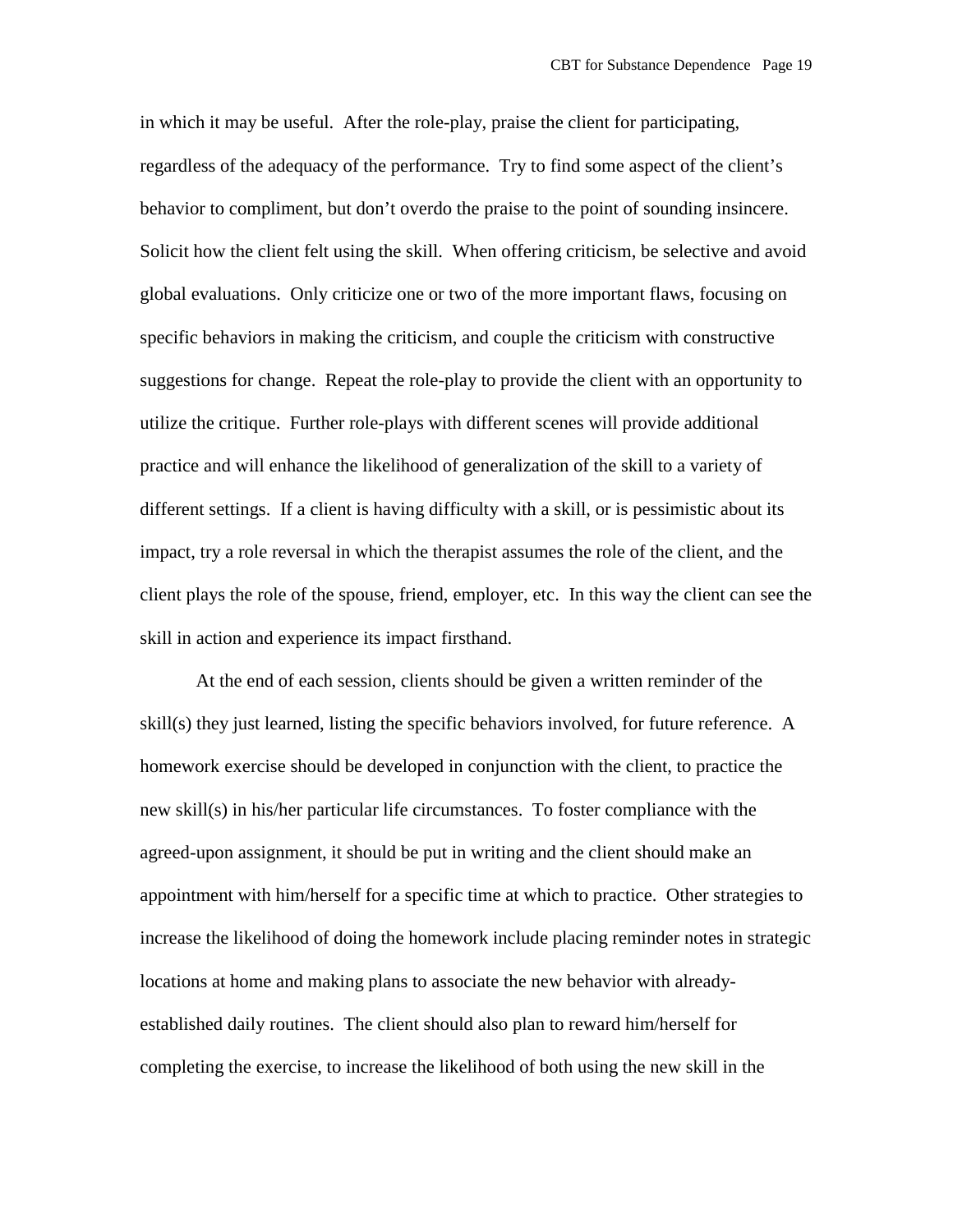in which it may be useful. After the role-play, praise the client for participating, regardless of the adequacy of the performance. Try to find some aspect of the client's behavior to compliment, but don't overdo the praise to the point of sounding insincere. Solicit how the client felt using the skill. When offering criticism, be selective and avoid global evaluations. Only criticize one or two of the more important flaws, focusing on specific behaviors in making the criticism, and couple the criticism with constructive suggestions for change. Repeat the role-play to provide the client with an opportunity to utilize the critique. Further role-plays with different scenes will provide additional practice and will enhance the likelihood of generalization of the skill to a variety of different settings. If a client is having difficulty with a skill, or is pessimistic about its impact, try a role reversal in which the therapist assumes the role of the client, and the client plays the role of the spouse, friend, employer, etc. In this way the client can see the skill in action and experience its impact firsthand.

At the end of each session, clients should be given a written reminder of the skill(s) they just learned, listing the specific behaviors involved, for future reference. A homework exercise should be developed in conjunction with the client, to practice the new skill(s) in his/her particular life circumstances. To foster compliance with the agreed-upon assignment, it should be put in writing and the client should make an appointment with him/herself for a specific time at which to practice. Other strategies to increase the likelihood of doing the homework include placing reminder notes in strategic locations at home and making plans to associate the new behavior with already-established daily routines. The client should also plan to reward him/herself for completing the exercise, to increase the likelihood of both using the new skill in the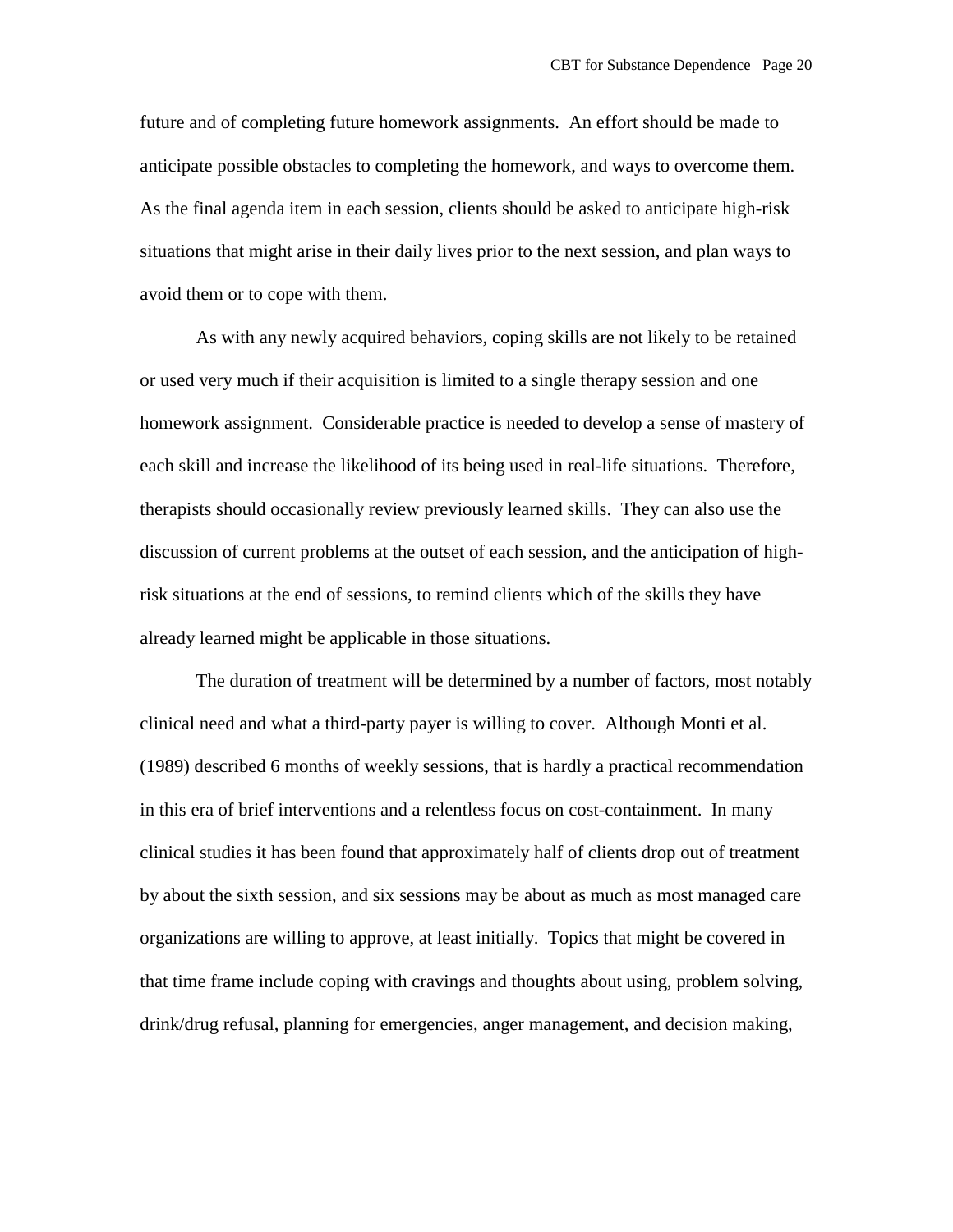future and of completing future homework assignments. An effort should be made to anticipate possible obstacles to completing the homework, and ways to overcome them. As the final agenda item in each session, clients should be asked to anticipate high-risk situations that might arise in their daily lives prior to the next session, and plan ways to avoid them or to cope with them.

As with any newly acquired behaviors, coping skills are not likely to be retained or used very much if their acquisition is limited to a single therapy session and one homework assignment. Considerable practice is needed to develop a sense of mastery of each skill and increase the likelihood of its being used in real-life situations. Therefore, therapists should occasionally review previously learned skills. They can also use the discussion of current problems at the outset of each session, and the anticipation of high-risk situations at the end of sessions, to remind clients which of the skills they have already learned might be applicable in those situations.

The duration of treatment will be determined by a number of factors, most notably clinical need and what a third-party payer is willing to cover. Although Monti et al. (1989) described 6 months of weekly sessions, that is hardly a practical recommendation in this era of brief interventions and a relentless focus on cost-containment. In many clinical studies it has been found that approximately half of clients drop out of treatment by about the sixth session, and six sessions may be about as much as most managed care organizations are willing to approve, at least initially. Topics that might be covered in that time frame include coping with cravings and thoughts about using, problem solving, drink/drug refusal, planning for emergencies, anger management, and decision making,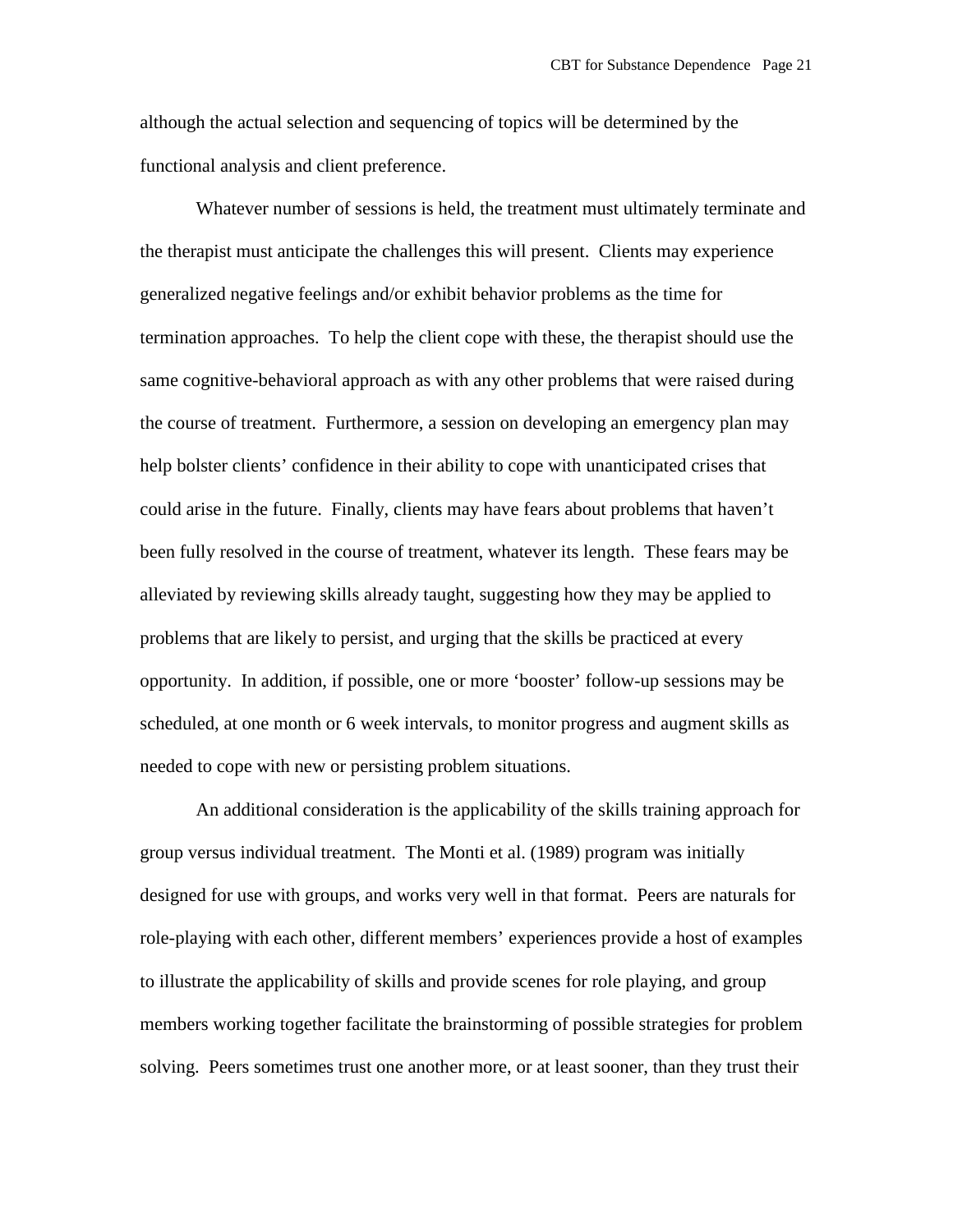although the actual selection and sequencing of topics will be determined by the functional analysis and client preference.

Whatever number of sessions is held, the treatment must ultimately terminate and the therapist must anticipate the challenges this will present. Clients may experience generalized negative feelings and/or exhibit behavior problems as the time for termination approaches. To help the client cope with these, the therapist should use the same cognitive-behavioral approach as with any other problems that were raised during the course of treatment. Furthermore, a session on developing an emergency plan may help bolster clients' confidence in their ability to cope with unanticipated crises that could arise in the future. Finally, clients may have fears about problems that haven't been fully resolved in the course of treatment, whatever its length. These fears may be alleviated by reviewing skills already taught, suggesting how they may be applied to problems that are likely to persist, and urging that the skills be practiced at every opportunity. In addition, if possible, one or more 'booster' follow-up sessions may be scheduled, at one month or 6 week intervals, to monitor progress and augment skills as needed to cope with new or persisting problem situations.

An additional consideration is the applicability of the skills training approach for group versus individual treatment. The Monti et al. (1989) program was initially designed for use with groups, and works very well in that format. Peers are naturals for role-playing with each other, different members' experiences provide a host of examples to illustrate the applicability of skills and provide scenes for role playing, and group members working together facilitate the brainstorming of possible strategies for problem solving. Peers sometimes trust one another more, or at least sooner, than they trust their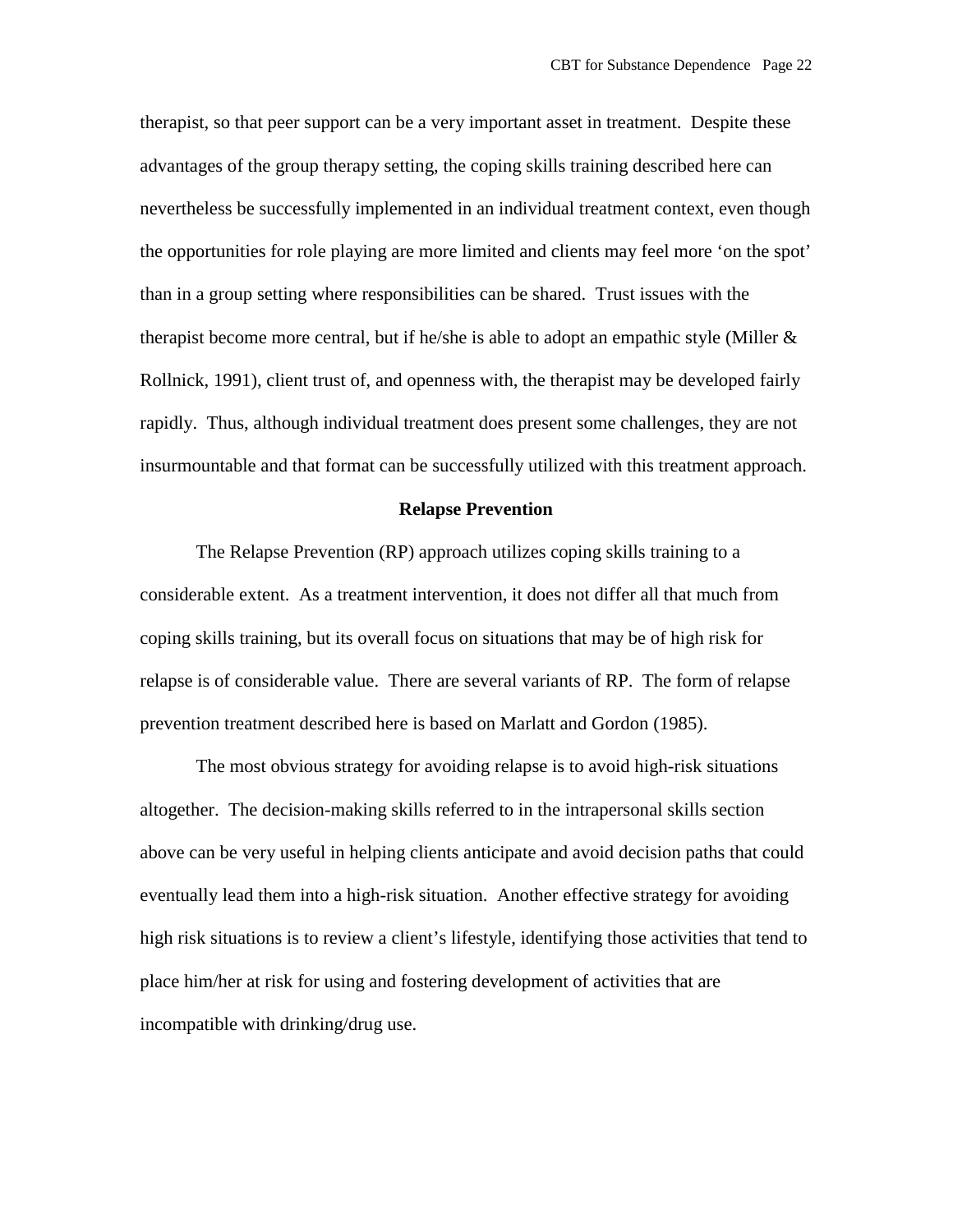therapist, so that peer support can be a very important asset in treatment. Despite these advantages of the group therapy setting, the coping skills training described here can nevertheless be successfully implemented in an individual treatment context, even though the opportunities for role playing are more limited and clients may feel more 'on the spot' than in a group setting where responsibilities can be shared. Trust issues with the therapist become more central, but if he/she is able to adopt an empathic style (Miller & Rollnick, 1991), client trust of, and openness with, the therapist may be developed fairly rapidly. Thus, although individual treatment does present some challenges, they are not insurmountable and that format can be successfully utilized with this treatment approach.

## Relapse Prevention

The Relapse Prevention (RP) approach utilizes coping skills training to a considerable extent. As a treatment intervention, it does not differ all that much from coping skills training, but its overall focus on situations that may be of high risk for relapse is of considerable value. There are several variants of RP. The form of relapse prevention treatment described here is based on Marlatt and Gordon (1985).

The most obvious strategy for avoiding relapse is to avoid high-risk situations altogether. The decision-making skills referred to in the intrapersonal skills section above can be very useful in helping clients anticipate and avoid decision paths that could eventually lead them into a high-risk situation. Another effective strategy for avoiding high risk situations is to review a client's lifestyle, identifying those activities that tend to place him/her at risk for using and fostering development of activities that are incompatible with drinking/drug use.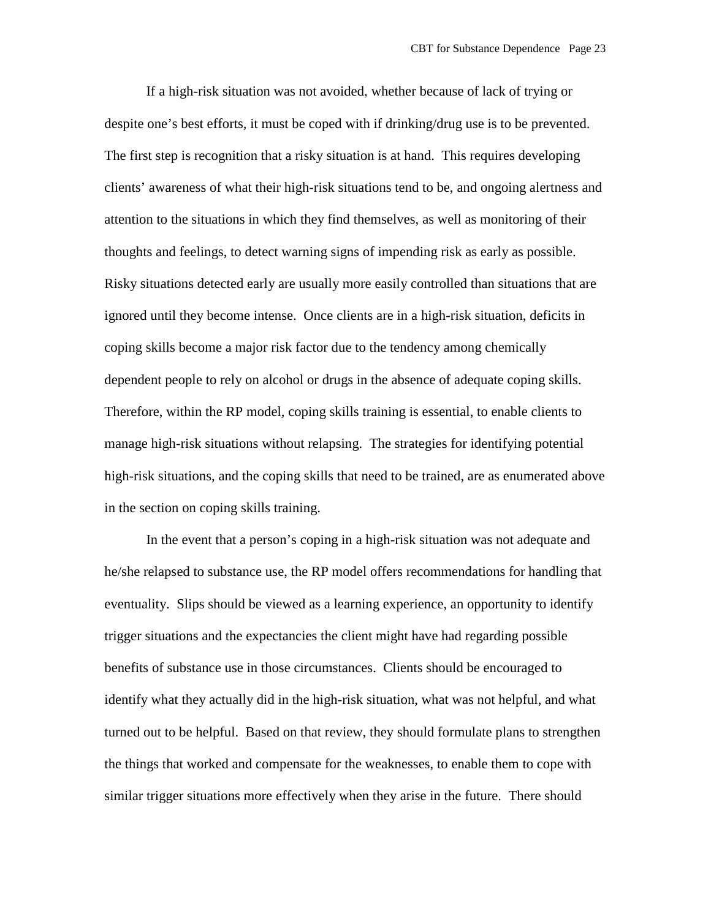If a high-risk situation was not avoided, whether because of lack of trying or despite one's best efforts, it must be coped with if drinking/drug use is to be prevented. The first step is recognition that a risky situation is at hand. This requires developing clients' awareness of what their high-risk situations tend to be, and ongoing alertness and attention to the situations in which they find themselves, as well as monitoring of their thoughts and feelings, to detect warning signs of impending risk as early as possible. Risky situations detected early are usually more easily controlled than situations that are ignored until they become intense. Once clients are in a high-risk situation, deficits in coping skills become a major risk factor due to the tendency among chemically dependent people to rely on alcohol or drugs in the absence of adequate coping skills. Therefore, within the RP model, coping skills training is essential, to enable clients to manage high-risk situations without relapsing. The strategies for identifying potential high-risk situations, and the coping skills that need to be trained, are as enumerated above in the section on coping skills training.

In the event that a person's coping in a high-risk situation was not adequate and he/she relapsed to substance use, the RP model offers recommendations for handling that eventuality. Slips should be viewed as a learning experience, an opportunity to identify trigger situations and the expectancies the client might have had regarding possible benefits of substance use in those circumstances. Clients should be encouraged to identify what they actually did in the high-risk situation, what was not helpful, and what turned out to be helpful. Based on that review, they should formulate plans to strengthen the things that worked and compensate for the weaknesses, to enable them to cope with similar trigger situations more effectively when they arise in the future. There should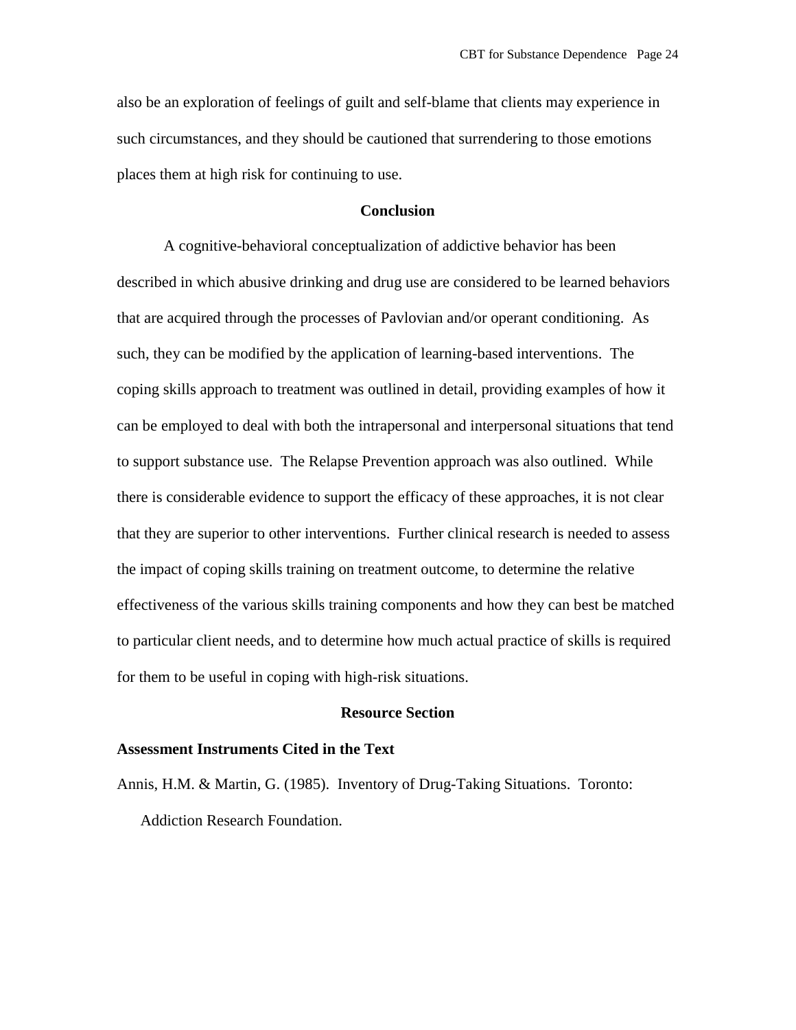also be an exploration of feelings of guilt and self-blame that clients may experience in such circumstances, and they should be cautioned that surrendering to those emotions places them at high risk for continuing to use.

## Conclusion

A cognitive-behavioral conceptualization of addictive behavior has been described in which abusive drinking and drug use are considered to be learned behaviors that are acquired through the processes of Pavlovian and/or operant conditioning. As such, they can be modified by the application of learning-based interventions. The coping skills approach to treatment was outlined in detail, providing examples of how it can be employed to deal with both the intrapersonal and interpersonal situations that tend to support substance use. The Relapse Prevention approach was also outlined. While there is considerable evidence to support the efficacy of these approaches, it is not clear that they are superior to other interventions. Further clinical research is needed to assess the impact of coping skills training on treatment outcome, to determine the relative effectiveness of the various skills training components and how they can best be matched to particular client needs, and to determine how much actual practice of skills is required for them to be useful in coping with high-risk situations.

## Resource Section

### Assessment Instruments Cited in the Text

Annis, H.M. & Martin, G. (1985). Inventory of Drug-Taking Situations. Toronto: Addiction Research Foundation.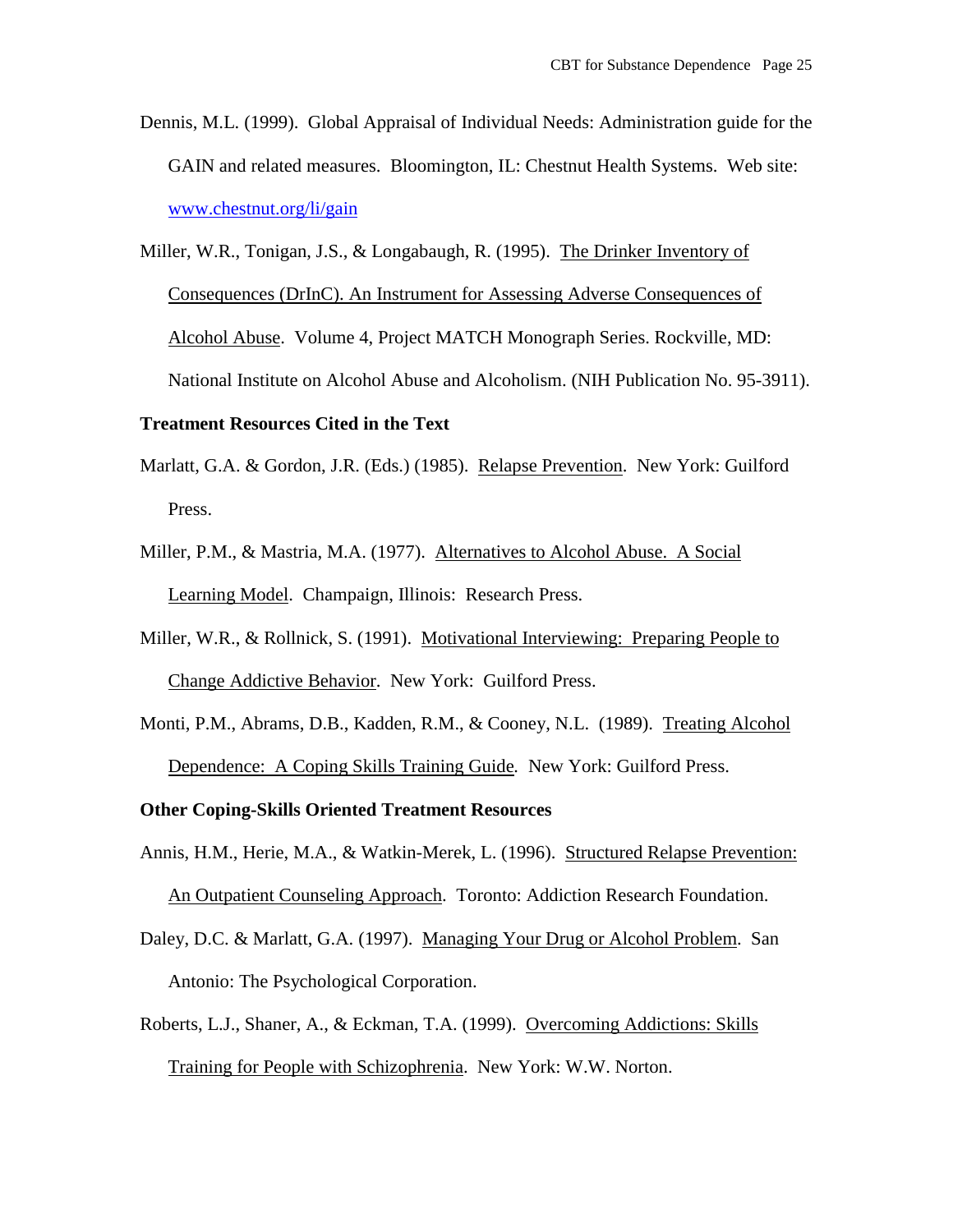Dennis, M.L. (1999). Global Appraisal of Individual Needs: Administration guide for the GAIN and related measures. Bloomington, IL: Chestnut Health Systems. Web site: www.chestnut.org/li/gain

Miller, W.R., Tonigan, J.S., & Longabaugh, R. (1995). The Drinker Inventory of Consequences (DrInC). An Instrument for Assessing Adverse Consequences of Alcohol Abuse. Volume 4, Project MATCH Monograph Series. Rockville, MD: National Institute on Alcohol Abuse and Alcoholism. (NIH Publication No. 95-3911).

**Treatment Resources Cited in the Text**

Marlatt, G.A. & Gordon, J.R. (Eds.) (1985). Relapse Prevention. New York: Guilford Press.

Miller, P.M., & Mastria, M.A. (1977). Alternatives to Alcohol Abuse. A Social Learning Model. Champaign, Illinois: Research Press.

Miller, W.R., & Rollnick, S. (1991). Motivational Interviewing: Preparing People to Change Addictive Behavior. New York: Guilford Press.

Monti, P.M., Abrams, D.B., Kadden, R.M., & Cooney, N.L. (1989). Treating Alcohol Dependence: A Coping Skills Training Guide. New York: Guilford Press.

**Other Coping-Skills Oriented Treatment Resources**

Annis, H.M., Herie, M.A., & Watkin-Merek, L. (1996). Structured Relapse Prevention: An Outpatient Counseling Approach. Toronto: Addiction Research Foundation.

Daley, D.C. & Marlatt, G.A. (1997). Managing Your Drug or Alcohol Problem. San Antonio: The Psychological Corporation.

Roberts, L.J., Shaner, A., & Eckman, T.A. (1999). Overcoming Addictions: Skills Training for People with Schizophrenia. New York: W.W. Norton.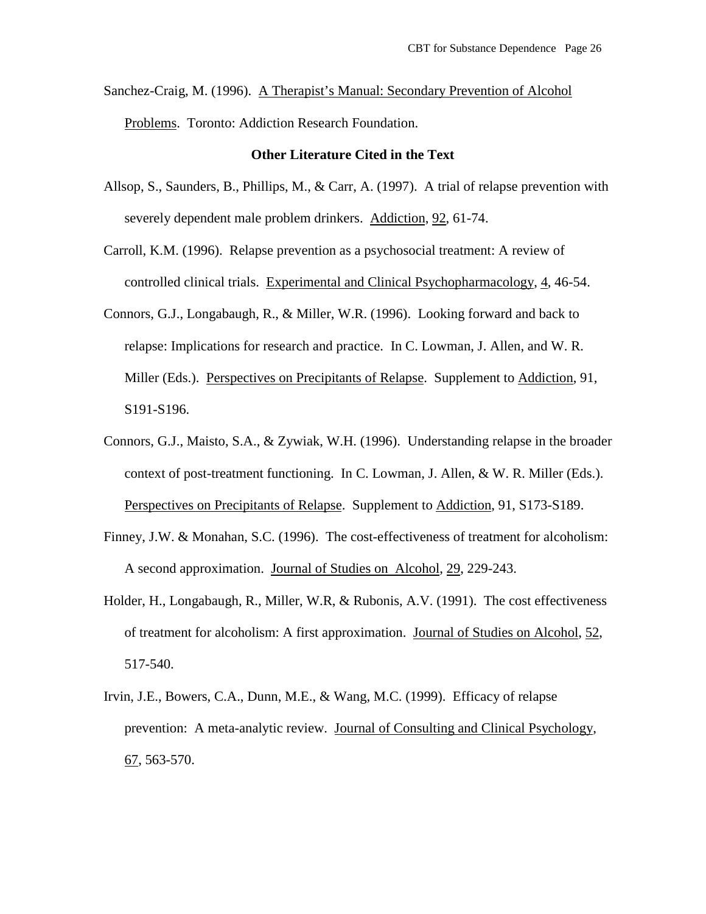Sanchez-Craig, M. (1996). A Therapist's Manual: Secondary Prevention of Alcohol Problems. Toronto: Addiction Research Foundation.

**Other Literature Cited in the Text**

Allsop, S., Saunders, B., Phillips, M., & Carr, A. (1997). A trial of relapse prevention with severely dependent male problem drinkers. Addiction, 92, 61-74.

Carroll, K.M. (1996). Relapse prevention as a psychosocial treatment: A review of controlled clinical trials. Experimental and Clinical Psychopharmacology, 4, 46-54.

Connors, G.J., Longabaugh, R., & Miller, W.R. (1996). Looking forward and back to relapse: Implications for research and practice. In C. Lowman, J. Allen, and W. R. Miller (Eds.). Perspectives on Precipitants of Relapse. Supplement to Addiction, 91, S191-S196.

Connors, G.J., Maisto, S.A., & Zywiak, W.H. (1996). Understanding relapse in the broader context of post-treatment functioning. In C. Lowman, J. Allen, & W. R. Miller (Eds.). Perspectives on Precipitants of Relapse. Supplement to Addiction, 91, S173-S189.

Finney, J.W. & Monahan, S.C. (1996). The cost-effectiveness of treatment for alcoholism: A second approximation. Journal of Studies on Alcohol, 29, 229-243.

Holder, H., Longabaugh, R., Miller, W.R, & Rubonis, A.V. (1991). The cost effectiveness of treatment for alcoholism: A first approximation. Journal of Studies on Alcohol, 52, 517-540.

Irvin, J.E., Bowers, C.A., Dunn, M.E., & Wang, M.C. (1999). Efficacy of relapse prevention: A meta-analytic review. Journal of Consulting and Clinical Psychology, 67, 563-570.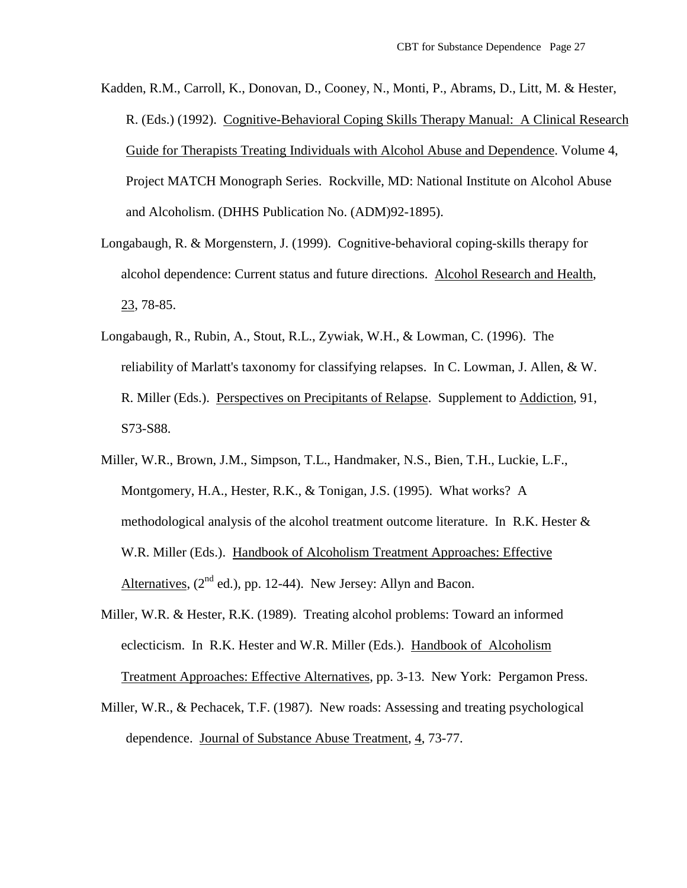Kadden, R.M., Carroll, K., Donovan, D., Cooney, N., Monti, P., Abrams, D., Litt, M. & Hester, R. (Eds.) (1992). Cognitive-Behavioral Coping Skills Therapy Manual: A Clinical Research Guide for Therapists Treating Individuals with Alcohol Abuse and Dependence. Volume 4, Project MATCH Monograph Series. Rockville, MD: National Institute on Alcohol Abuse and Alcoholism. (DHHS Publication No. (ADM)92-1895).

Longabaugh, R. & Morgenstern, J. (1999). Cognitive-behavioral coping-skills therapy for alcohol dependence: Current status and future directions. Alcohol Research and Health, 23, 78-85.

Longabaugh, R., Rubin, A., Stout, R.L., Zywiak, W.H., & Lowman, C. (1996). The reliability of Marlatt's taxonomy for classifying relapses. In C. Lowman, J. Allen, & W. R. Miller (Eds.). Perspectives on Precipitants of Relapse. Supplement to Addiction, 91, S73-S88.

Miller, W.R., Brown, J.M., Simpson, T.L., Handmaker, N.S., Bien, T.H., Luckie, L.F., Montgomery, H.A., Hester, R.K., & Tonigan, J.S. (1995). What works? A methodological analysis of the alcohol treatment outcome literature. In R.K. Hester & W.R. Miller (Eds.). Handbook of Alcoholism Treatment Approaches: Effective Alternatives, (2nd ed.), pp. 12-44). New Jersey: Allyn and Bacon.

Miller, W.R. & Hester, R.K. (1989). Treating alcohol problems: Toward an informed eclecticism. In R.K. Hester and W.R. Miller (Eds.). Handbook of Alcoholism Treatment Approaches: Effective Alternatives, pp. 3-13. New York: Pergamon Press.

Miller, W.R., & Pechacek, T.F. (1987). New roads: Assessing and treating psychological dependence. Journal of Substance Abuse Treatment, 4, 73-77.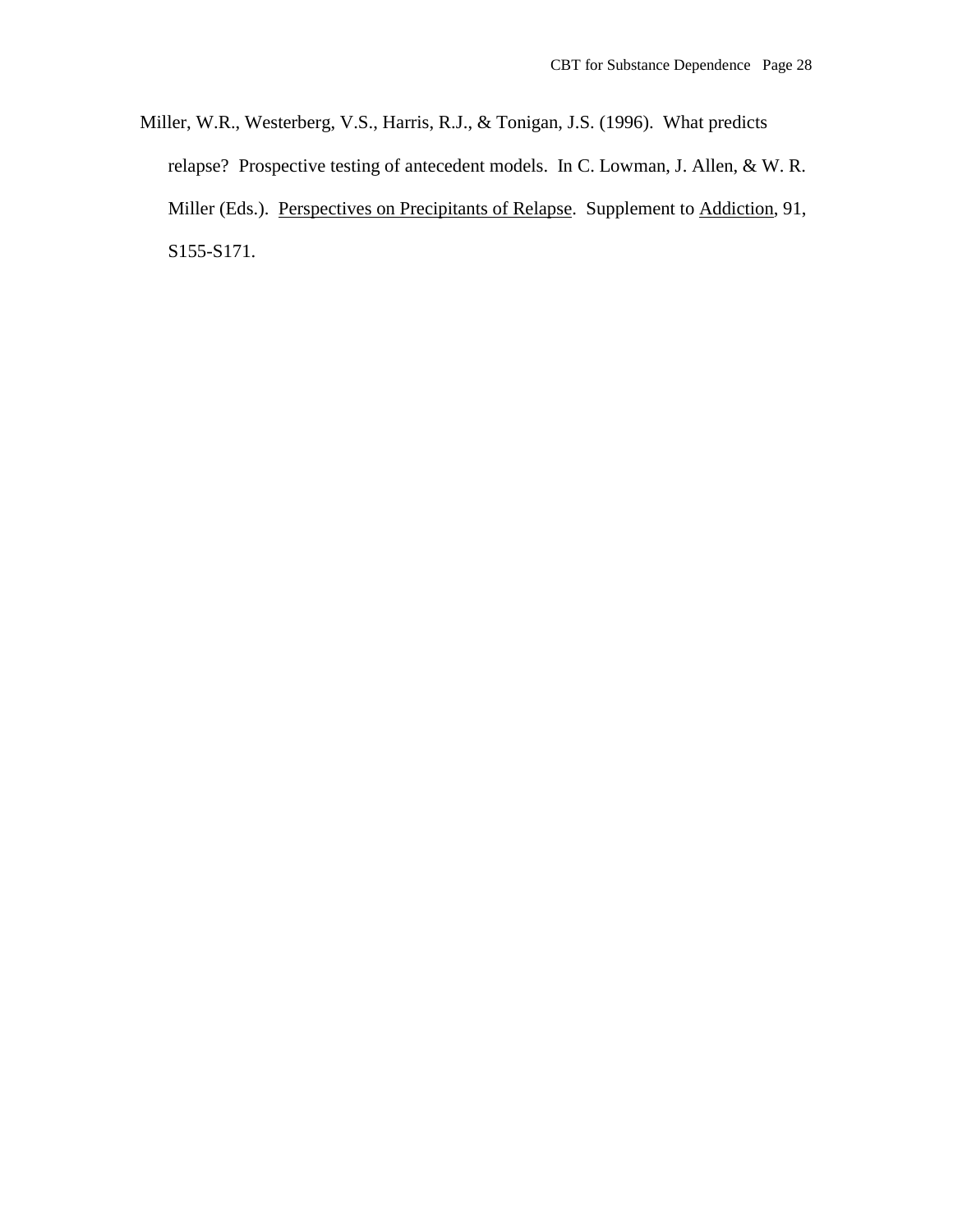Miller, W.R., Westerberg, V.S., Harris, R.J., & Tonigan, J.S. (1996). What predicts relapse? Prospective testing of antecedent models. In C. Lowman, J. Allen, & W. R. Miller (Eds.). Perspectives on Precipitants of Relapse. Supplement to Addiction, 91, S155-S171.